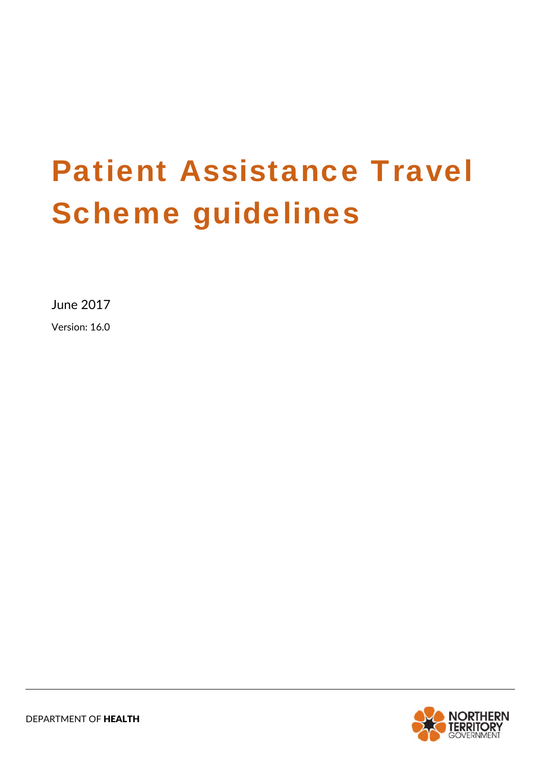# Patient Assistance Travel Scheme guidelines

June 2017

Version: 16.0

DEPARTMENT OF **HEALTH**

NORTHERN TERRITORY GOVERNMENT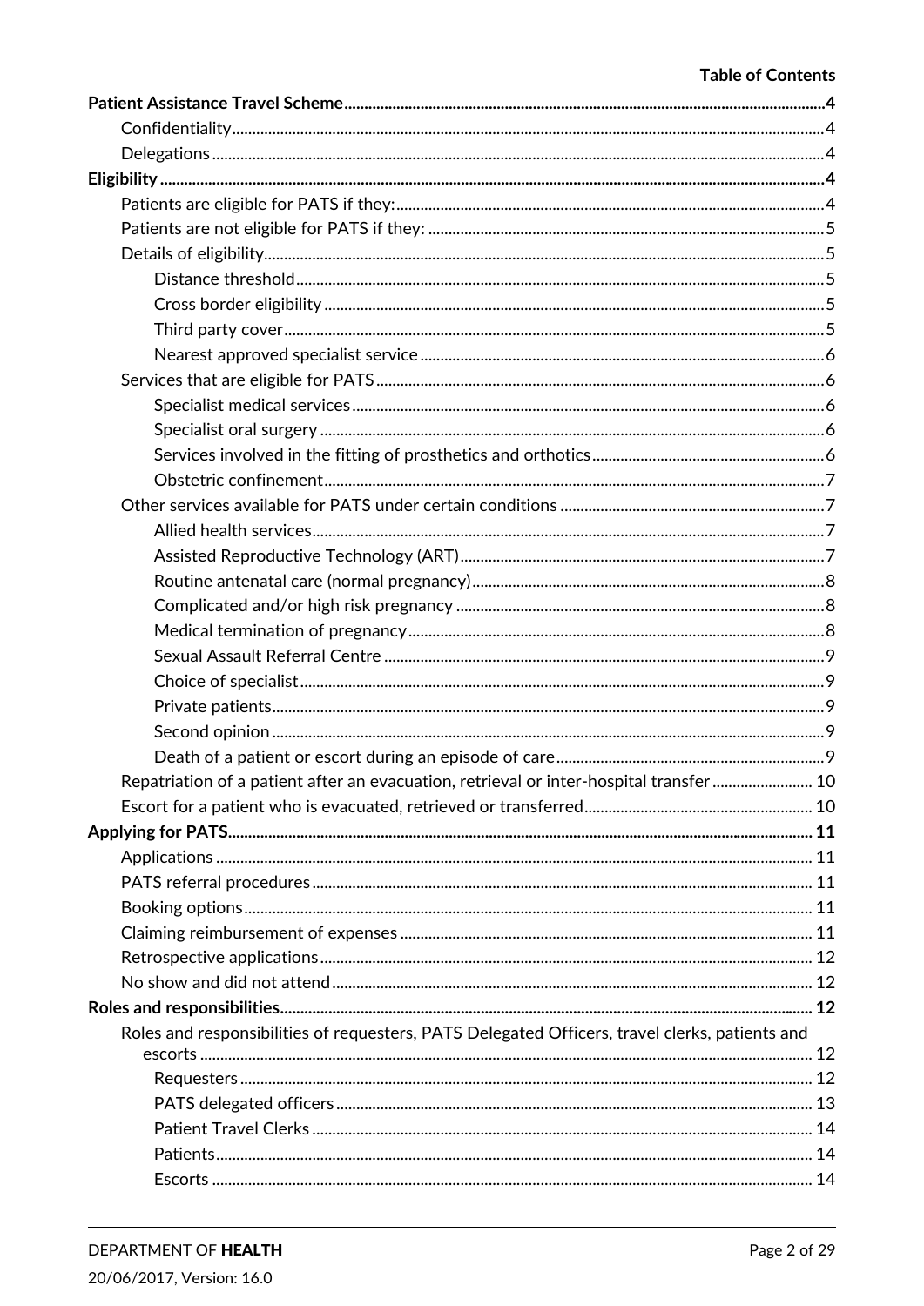**Table of Contents**

**Patient Assistance Travel Scheme** ... 4
- Confidentiality ... 4
- Delegations ... 4

**Eligibility** ... 4
- Patients are eligible for PATS if they: ... 4
- Patients are not eligible for PATS if they: ... 5
- Details of eligibility ... 5
  - Distance threshold ... 5
  - Cross border eligibility ... 5
  - Third party cover ... 5
  - Nearest approved specialist service ... 6
- Services that are eligible for PATS ... 6
  - Specialist medical services ... 6
  - Specialist oral surgery ... 6
  - Services involved in the fitting of prosthetics and orthotics ... 6
  - Obstetric confinement ... 7
- Other services available for PATS under certain conditions ... 7
  - Allied health services ... 7
  - Assisted Reproductive Technology (ART) ... 7
  - Routine antenatal care (normal pregnancy) ... 8
  - Complicated and/or high risk pregnancy ... 8
  - Medical termination of pregnancy ... 8
  - Sexual Assault Referral Centre ... 9
  - Choice of specialist ... 9
  - Private patients ... 9
  - Second opinion ... 9
  - Death of a patient or escort during an episode of care ... 9
- Repatriation of a patient after an evacuation, retrieval or inter-hospital transfer ... 10
- Escort for a patient who is evacuated, retrieved or transferred ... 10

**Applying for PATS** ... 11
- Applications ... 11
- PATS referral procedures ... 11
- Booking options ... 11
- Claiming reimbursement of expenses ... 11
- Retrospective applications ... 12
- No show and did not attend ... 12

**Roles and responsibilities** ... 12
- Roles and responsibilities of requesters, PATS Delegated Officers, travel clerks, patients and escorts ... 12
  - Requesters ... 12
  - PATS delegated officers ... 13
  - Patient Travel Clerks ... 14
  - Patients ... 14
  - Escorts ... 14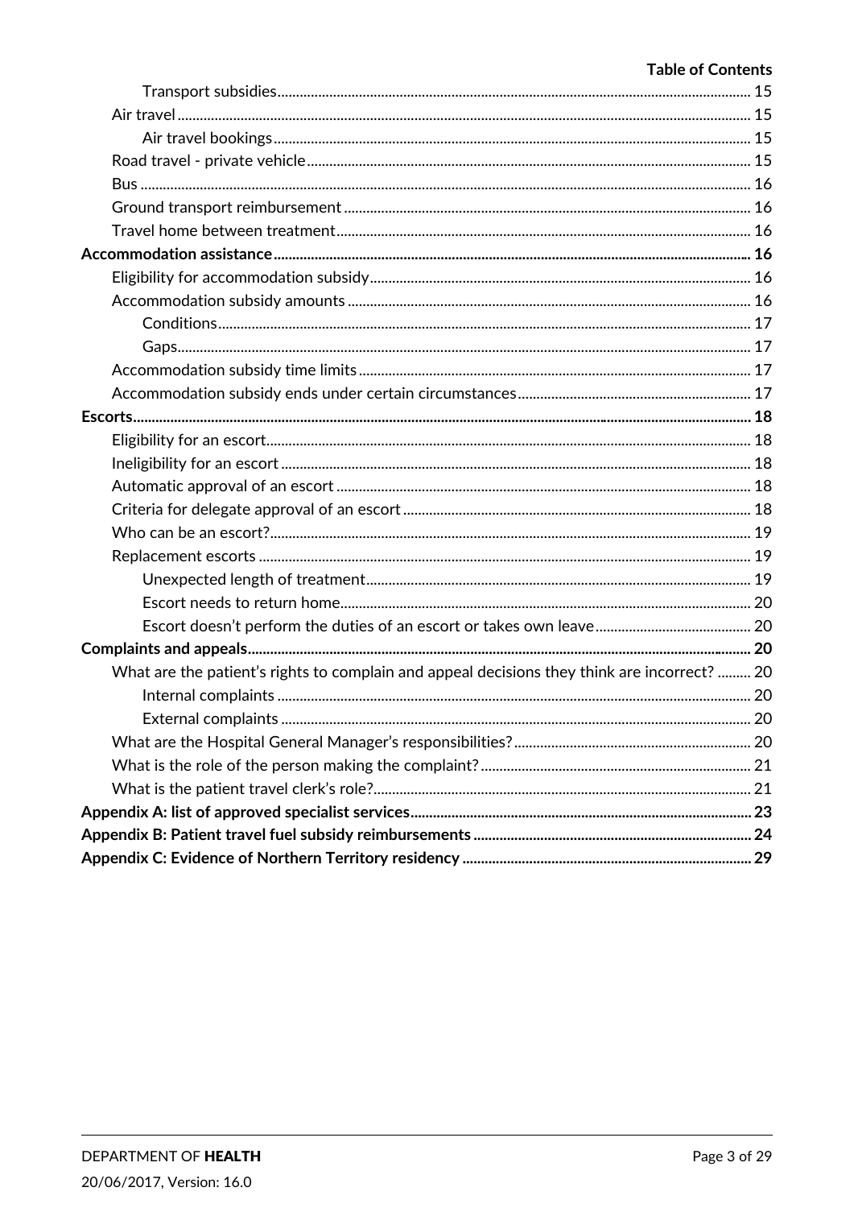Transport subsidies ... 15

Air travel ... 15

Air travel bookings ... 15

Road travel - private vehicle ... 15

Bus ... 16

Ground transport reimbursement ... 16

Travel home between treatment ... 16

**Accommodation assistance ... 16**

Eligibility for accommodation subsidy ... 16

Accommodation subsidy amounts ... 16

Conditions ... 17

Gaps ... 17

Accommodation subsidy time limits ... 17

Accommodation subsidy ends under certain circumstances ... 17

**Escorts ... 18**

Eligibility for an escort ... 18

Ineligibility for an escort ... 18

Automatic approval of an escort ... 18

Criteria for delegate approval of an escort ... 18

Who can be an escort? ... 19

Replacement escorts ... 19

Unexpected length of treatment ... 19

Escort needs to return home ... 20

Escort doesn't perform the duties of an escort or takes own leave ... 20

**Complaints and appeals ... 20**

What are the patient's rights to complain and appeal decisions they think are incorrect? ... 20

Internal complaints ... 20

External complaints ... 20

What are the Hospital General Manager's responsibilities? ... 20

What is the role of the person making the complaint? ... 21

What is the patient travel clerk's role? ... 21

**Appendix A: list of approved specialist services ... 23**

**Appendix B: Patient travel fuel subsidy reimbursements ... 24**

**Appendix C: Evidence of Northern Territory residency ... 29**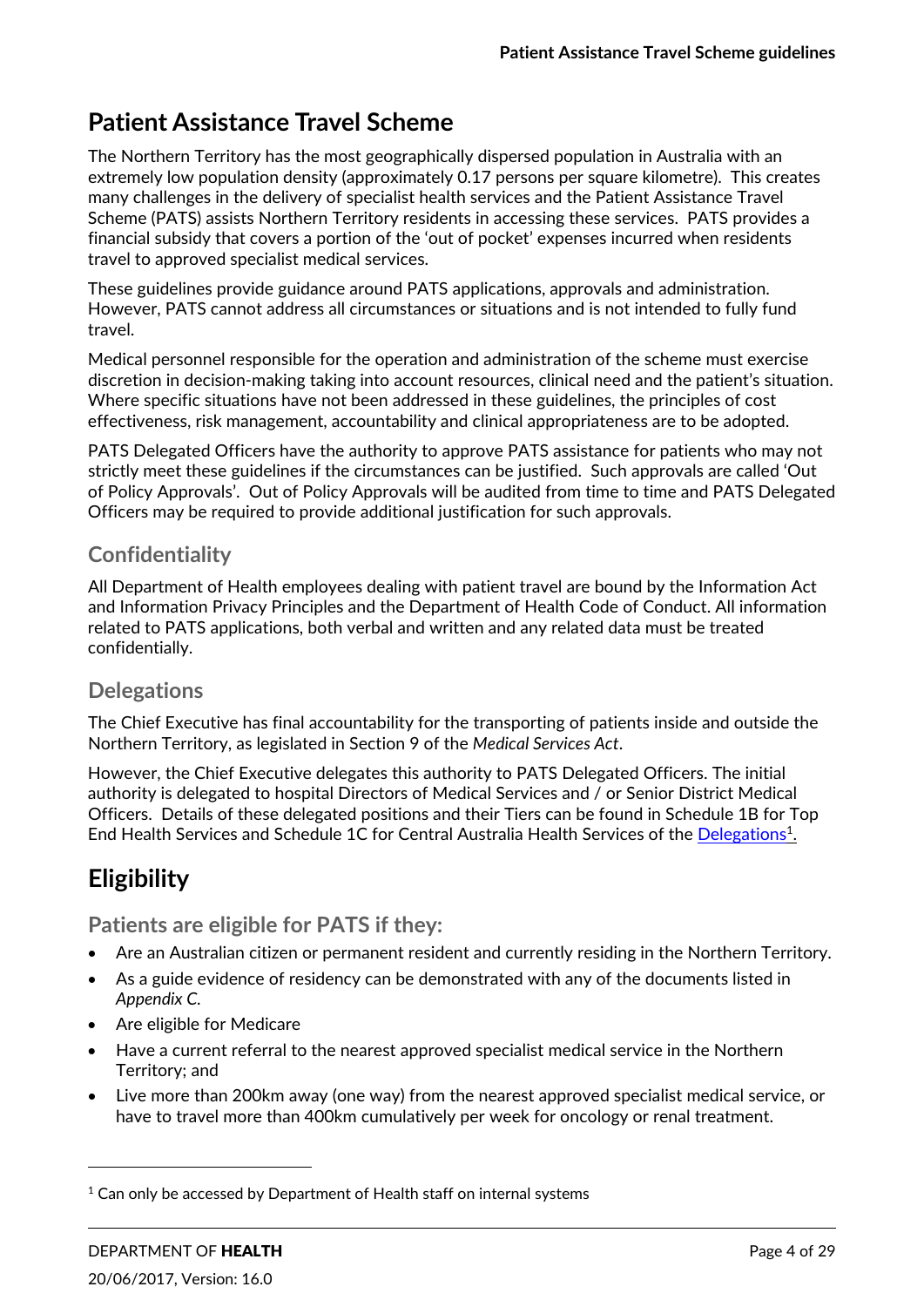# Patient Assistance Travel Scheme

The Northern Territory has the most geographically dispersed population in Australia with an extremely low population density (approximately 0.17 persons per square kilometre). This creates many challenges in the delivery of specialist health services and the Patient Assistance Travel Scheme (PATS) assists Northern Territory residents in accessing these services. PATS provides a financial subsidy that covers a portion of the 'out of pocket' expenses incurred when residents travel to approved specialist medical services.

These guidelines provide guidance around PATS applications, approvals and administration. However, PATS cannot address all circumstances or situations and is not intended to fully fund travel.

Medical personnel responsible for the operation and administration of the scheme must exercise discretion in decision-making taking into account resources, clinical need and the patient's situation. Where specific situations have not been addressed in these guidelines, the principles of cost effectiveness, risk management, accountability and clinical appropriateness are to be adopted.

PATS Delegated Officers have the authority to approve PATS assistance for patients who may not strictly meet these guidelines if the circumstances can be justified. Such approvals are called 'Out of Policy Approvals'. Out of Policy Approvals will be audited from time to time and PATS Delegated Officers may be required to provide additional justification for such approvals.

## Confidentiality

All Department of Health employees dealing with patient travel are bound by the Information Act and Information Privacy Principles and the Department of Health Code of Conduct. All information related to PATS applications, both verbal and written and any related data must be treated confidentially.

## Delegations

The Chief Executive has final accountability for the transporting of patients inside and outside the Northern Territory, as legislated in Section 9 of the *Medical Services Act*.

However, the Chief Executive delegates this authority to PATS Delegated Officers. The initial authority is delegated to hospital Directors of Medical Services and / or Senior District Medical Officers. Details of these delegated positions and their Tiers can be found in Schedule 1B for Top End Health Services and Schedule 1C for Central Australia Health Services of the Delegations[1].

# Eligibility

## Patients are eligible for PATS if they:

- Are an Australian citizen or permanent resident and currently residing in the Northern Territory.
- As a guide evidence of residency can be demonstrated with any of the documents listed in *Appendix C*.
- Are eligible for Medicare
- Have a current referral to the nearest approved specialist medical service in the Northern Territory; and
- Live more than 200km away (one way) from the nearest approved specialist medical service, or have to travel more than 400km cumulatively per week for oncology or renal treatment.

[1] Can only be accessed by Department of Health staff on internal systems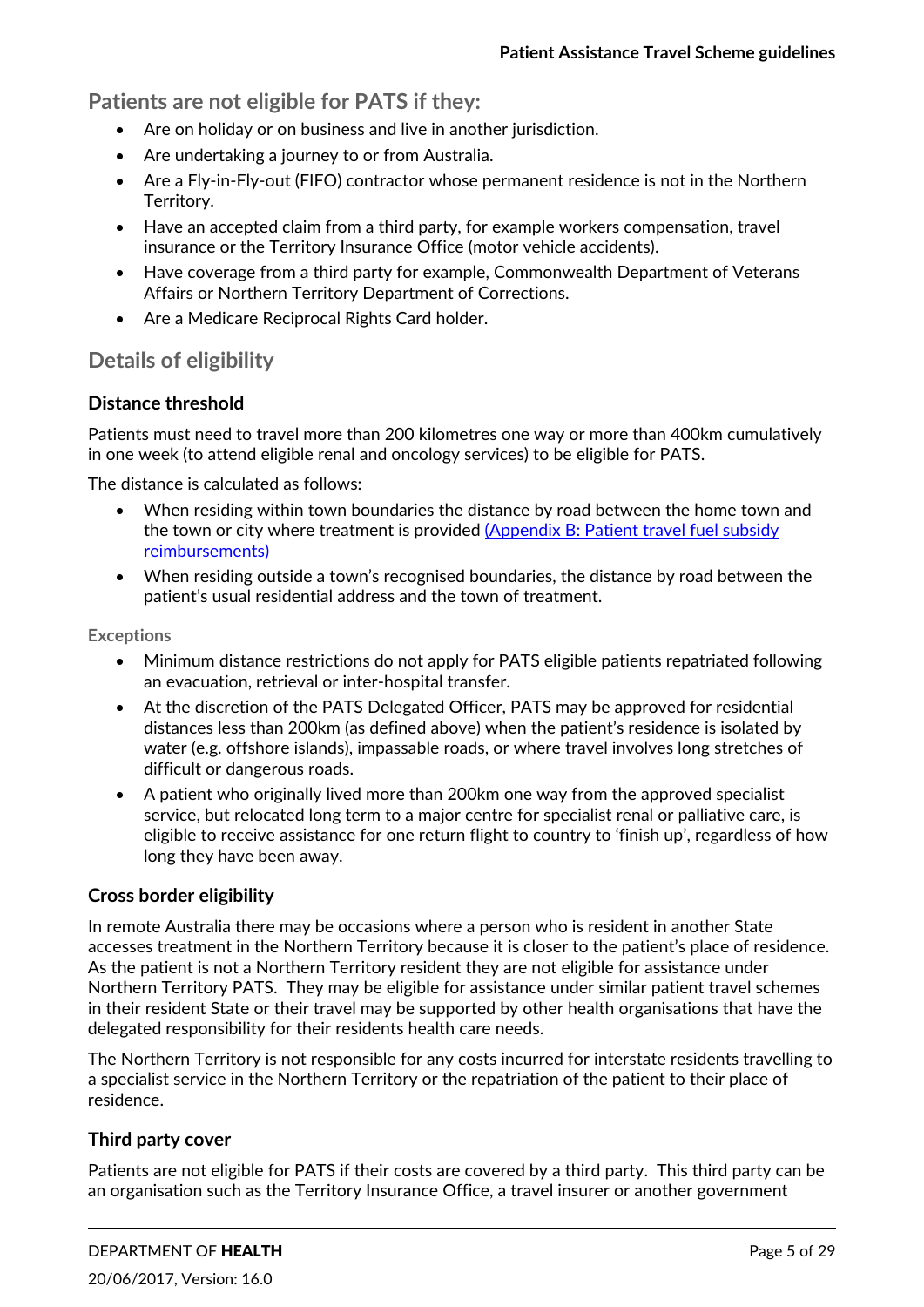## Patients are not eligible for PATS if they:

- Are on holiday or on business and live in another jurisdiction.
- Are undertaking a journey to or from Australia.
- Are a Fly-in-Fly-out (FIFO) contractor whose permanent residence is not in the Northern Territory.
- Have an accepted claim from a third party, for example workers compensation, travel insurance or the Territory Insurance Office (motor vehicle accidents).
- Have coverage from a third party for example, Commonwealth Department of Veterans Affairs or Northern Territory Department of Corrections.
- Are a Medicare Reciprocal Rights Card holder.

## Details of eligibility

### Distance threshold

Patients must need to travel more than 200 kilometres one way or more than 400km cumulatively in one week (to attend eligible renal and oncology services) to be eligible for PATS.

The distance is calculated as follows:

- When residing within town boundaries the distance by road between the home town and the town or city where treatment is provided (Appendix B: Patient travel fuel subsidy reimbursements)
- When residing outside a town's recognised boundaries, the distance by road between the patient's usual residential address and the town of treatment.

#### Exceptions

- Minimum distance restrictions do not apply for PATS eligible patients repatriated following an evacuation, retrieval or inter-hospital transfer.
- At the discretion of the PATS Delegated Officer, PATS may be approved for residential distances less than 200km (as defined above) when the patient's residence is isolated by water (e.g. offshore islands), impassable roads, or where travel involves long stretches of difficult or dangerous roads.
- A patient who originally lived more than 200km one way from the approved specialist service, but relocated long term to a major centre for specialist renal or palliative care, is eligible to receive assistance for one return flight to country to 'finish up', regardless of how long they have been away.

### Cross border eligibility

In remote Australia there may be occasions where a person who is resident in another State accesses treatment in the Northern Territory because it is closer to the patient's place of residence. As the patient is not a Northern Territory resident they are not eligible for assistance under Northern Territory PATS. They may be eligible for assistance under similar patient travel schemes in their resident State or their travel may be supported by other health organisations that have the delegated responsibility for their residents health care needs.

The Northern Territory is not responsible for any costs incurred for interstate residents travelling to a specialist service in the Northern Territory or the repatriation of the patient to their place of residence.

### Third party cover

Patients are not eligible for PATS if their costs are covered by a third party. This third party can be an organisation such as the Territory Insurance Office, a travel insurer or another government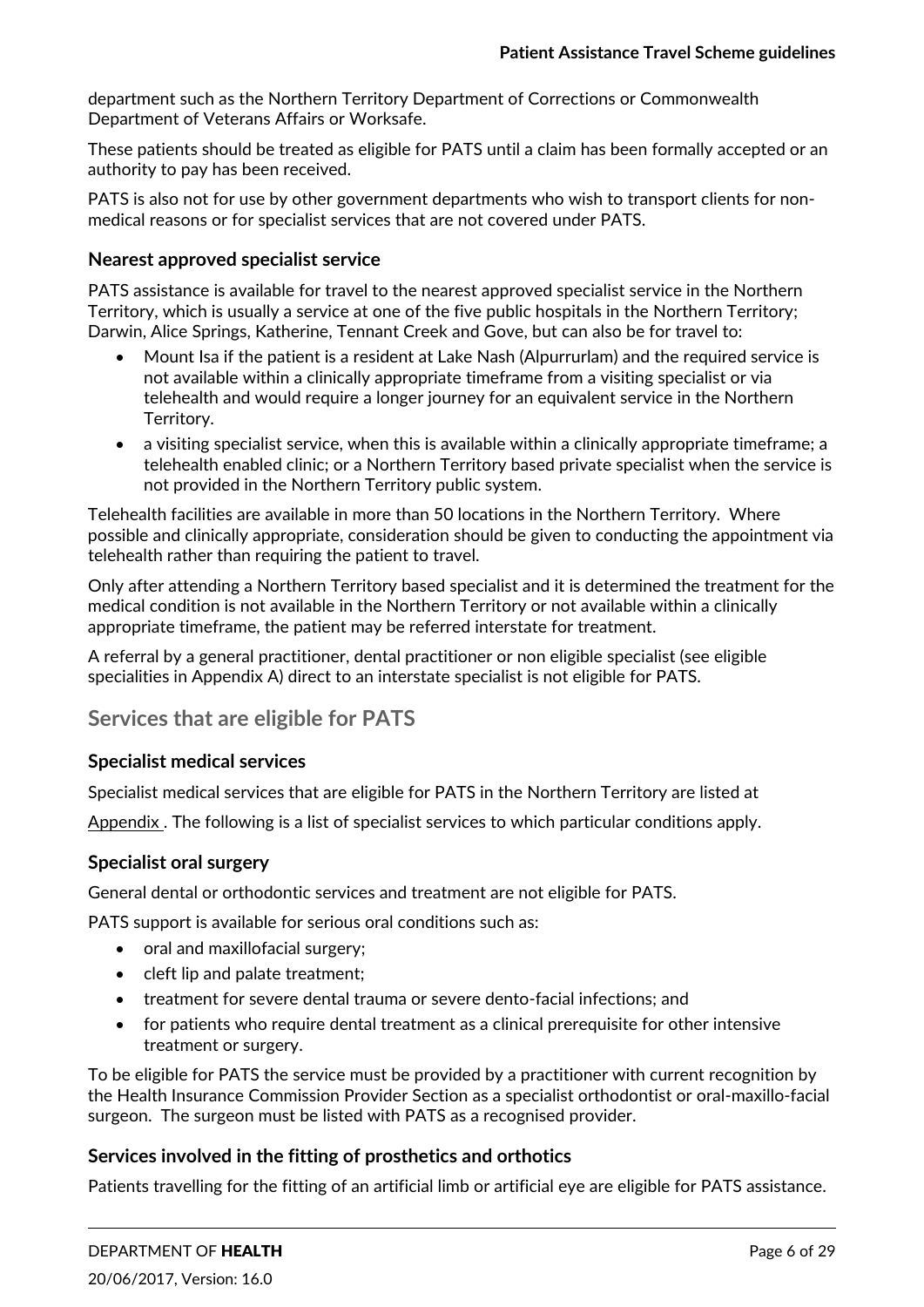department such as the Northern Territory Department of Corrections or Commonwealth Department of Veterans Affairs or Worksafe.

These patients should be treated as eligible for PATS until a claim has been formally accepted or an authority to pay has been received.

PATS is also not for use by other government departments who wish to transport clients for non-medical reasons or for specialist services that are not covered under PATS.

### Nearest approved specialist service

PATS assistance is available for travel to the nearest approved specialist service in the Northern Territory, which is usually a service at one of the five public hospitals in the Northern Territory; Darwin, Alice Springs, Katherine, Tennant Creek and Gove, but can also be for travel to:

- Mount Isa if the patient is a resident at Lake Nash (Alpurrurlam) and the required service is not available within a clinically appropriate timeframe from a visiting specialist or via telehealth and would require a longer journey for an equivalent service in the Northern Territory.
- a visiting specialist service, when this is available within a clinically appropriate timeframe; a telehealth enabled clinic; or a Northern Territory based private specialist when the service is not provided in the Northern Territory public system.

Telehealth facilities are available in more than 50 locations in the Northern Territory. Where possible and clinically appropriate, consideration should be given to conducting the appointment via telehealth rather than requiring the patient to travel.

Only after attending a Northern Territory based specialist and it is determined the treatment for the medical condition is not available in the Northern Territory or not available within a clinically appropriate timeframe, the patient may be referred interstate for treatment.

A referral by a general practitioner, dental practitioner or non eligible specialist (see eligible specialities in Appendix A) direct to an interstate specialist is not eligible for PATS.

## Services that are eligible for PATS

### Specialist medical services

Specialist medical services that are eligible for PATS in the Northern Territory are listed at

Appendix . The following is a list of specialist services to which particular conditions apply.

### Specialist oral surgery

General dental or orthodontic services and treatment are not eligible for PATS.

PATS support is available for serious oral conditions such as:

- oral and maxillofacial surgery;
- cleft lip and palate treatment;
- treatment for severe dental trauma or severe dento-facial infections; and
- for patients who require dental treatment as a clinical prerequisite for other intensive treatment or surgery.

To be eligible for PATS the service must be provided by a practitioner with current recognition by the Health Insurance Commission Provider Section as a specialist orthodontist or oral-maxillo-facial surgeon. The surgeon must be listed with PATS as a recognised provider.

### Services involved in the fitting of prosthetics and orthotics

Patients travelling for the fitting of an artificial limb or artificial eye are eligible for PATS assistance.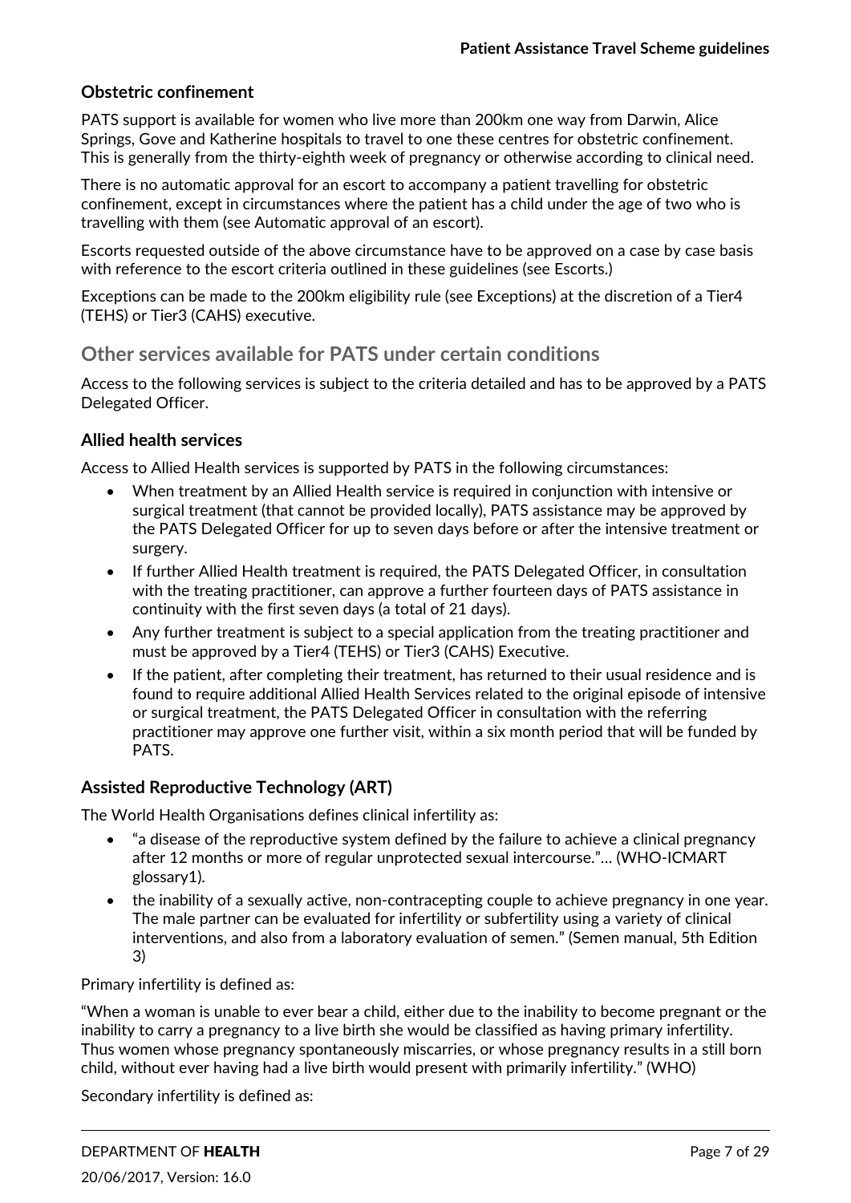### Obstetric confinement

PATS support is available for women who live more than 200km one way from Darwin, Alice Springs, Gove and Katherine hospitals to travel to one these centres for obstetric confinement. This is generally from the thirty-eighth week of pregnancy or otherwise according to clinical need.

There is no automatic approval for an escort to accompany a patient travelling for obstetric confinement, except in circumstances where the patient has a child under the age of two who is travelling with them (see Automatic approval of an escort).

Escorts requested outside of the above circumstance have to be approved on a case by case basis with reference to the escort criteria outlined in these guidelines (see Escorts.)

Exceptions can be made to the 200km eligibility rule (see Exceptions) at the discretion of a Tier4 (TEHS) or Tier3 (CAHS) executive.

## Other services available for PATS under certain conditions

Access to the following services is subject to the criteria detailed and has to be approved by a PATS Delegated Officer.

### Allied health services

Access to Allied Health services is supported by PATS in the following circumstances:

- When treatment by an Allied Health service is required in conjunction with intensive or surgical treatment (that cannot be provided locally), PATS assistance may be approved by the PATS Delegated Officer for up to seven days before or after the intensive treatment or surgery.
- If further Allied Health treatment is required, the PATS Delegated Officer, in consultation with the treating practitioner, can approve a further fourteen days of PATS assistance in continuity with the first seven days (a total of 21 days).
- Any further treatment is subject to a special application from the treating practitioner and must be approved by a Tier4 (TEHS) or Tier3 (CAHS) Executive.
- If the patient, after completing their treatment, has returned to their usual residence and is found to require additional Allied Health Services related to the original episode of intensive or surgical treatment, the PATS Delegated Officer in consultation with the referring practitioner may approve one further visit, within a six month period that will be funded by PATS.

### Assisted Reproductive Technology (ART)

The World Health Organisations defines clinical infertility as:

- "a disease of the reproductive system defined by the failure to achieve a clinical pregnancy after 12 months or more of regular unprotected sexual intercourse."… (WHO-ICMART glossary1).
- the inability of a sexually active, non-contracepting couple to achieve pregnancy in one year. The male partner can be evaluated for infertility or subfertility using a variety of clinical interventions, and also from a laboratory evaluation of semen." (Semen manual, 5th Edition 3)

Primary infertility is defined as:

"When a woman is unable to ever bear a child, either due to the inability to become pregnant or the inability to carry a pregnancy to a live birth she would be classified as having primary infertility. Thus women whose pregnancy spontaneously miscarries, or whose pregnancy results in a still born child, without ever having had a live birth would present with primarily infertility." (WHO)

Secondary infertility is defined as: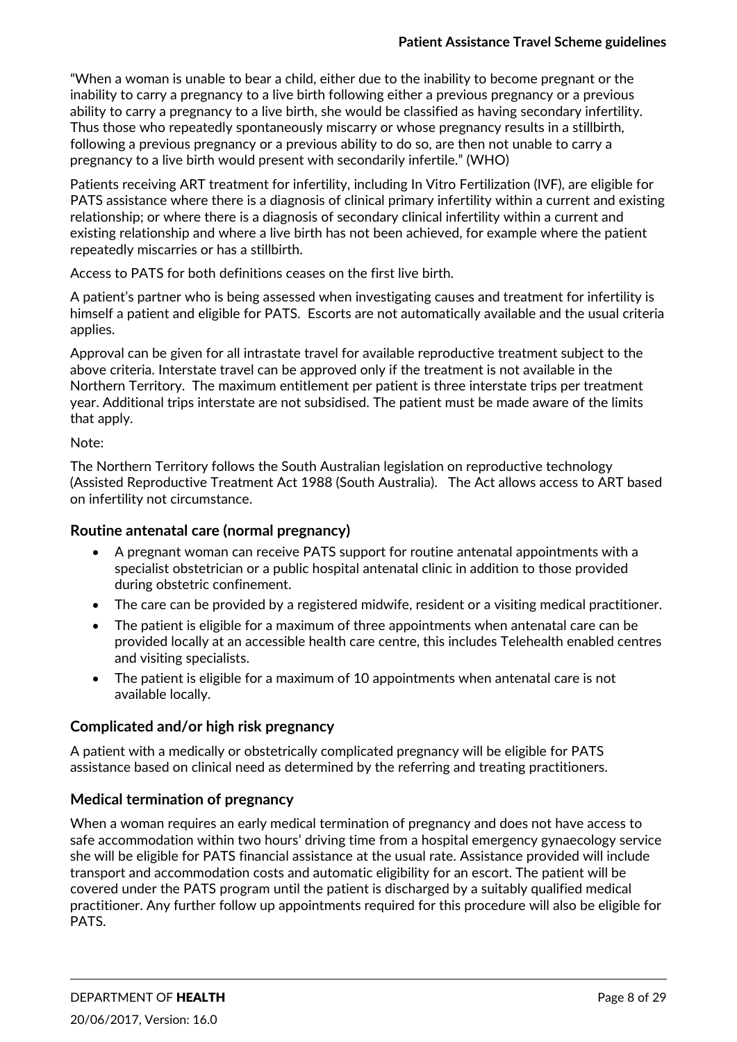"When a woman is unable to bear a child, either due to the inability to become pregnant or the inability to carry a pregnancy to a live birth following either a previous pregnancy or a previous ability to carry a pregnancy to a live birth, she would be classified as having secondary infertility. Thus those who repeatedly spontaneously miscarry or whose pregnancy results in a stillbirth, following a previous pregnancy or a previous ability to do so, are then not unable to carry a pregnancy to a live birth would present with secondarily infertile." (WHO)

Patients receiving ART treatment for infertility, including In Vitro Fertilization (IVF), are eligible for PATS assistance where there is a diagnosis of clinical primary infertility within a current and existing relationship; or where there is a diagnosis of secondary clinical infertility within a current and existing relationship and where a live birth has not been achieved, for example where the patient repeatedly miscarries or has a stillbirth.

Access to PATS for both definitions ceases on the first live birth.

A patient's partner who is being assessed when investigating causes and treatment for infertility is himself a patient and eligible for PATS. Escorts are not automatically available and the usual criteria applies.

Approval can be given for all intrastate travel for available reproductive treatment subject to the above criteria. Interstate travel can be approved only if the treatment is not available in the Northern Territory. The maximum entitlement per patient is three interstate trips per treatment year. Additional trips interstate are not subsidised. The patient must be made aware of the limits that apply.

Note:

The Northern Territory follows the South Australian legislation on reproductive technology (Assisted Reproductive Treatment Act 1988 (South Australia). The Act allows access to ART based on infertility not circumstance.

### Routine antenatal care (normal pregnancy)

- A pregnant woman can receive PATS support for routine antenatal appointments with a specialist obstetrician or a public hospital antenatal clinic in addition to those provided during obstetric confinement.
- The care can be provided by a registered midwife, resident or a visiting medical practitioner.
- The patient is eligible for a maximum of three appointments when antenatal care can be provided locally at an accessible health care centre, this includes Telehealth enabled centres and visiting specialists.
- The patient is eligible for a maximum of 10 appointments when antenatal care is not available locally.

### Complicated and/or high risk pregnancy

A patient with a medically or obstetrically complicated pregnancy will be eligible for PATS assistance based on clinical need as determined by the referring and treating practitioners.

### Medical termination of pregnancy

When a woman requires an early medical termination of pregnancy and does not have access to safe accommodation within two hours' driving time from a hospital emergency gynaecology service she will be eligible for PATS financial assistance at the usual rate. Assistance provided will include transport and accommodation costs and automatic eligibility for an escort. The patient will be covered under the PATS program until the patient is discharged by a suitably qualified medical practitioner. Any further follow up appointments required for this procedure will also be eligible for PATS.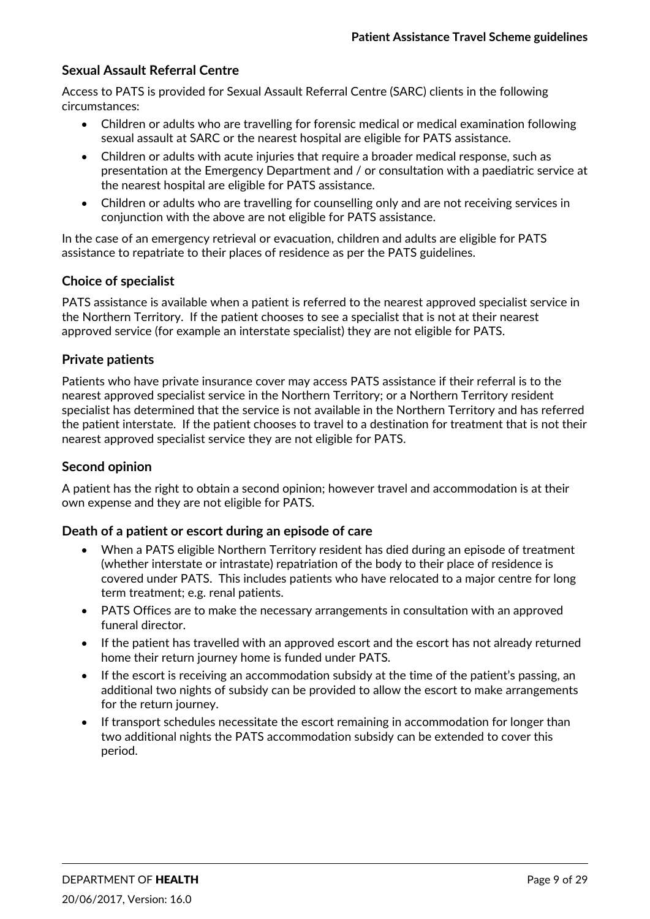### Sexual Assault Referral Centre

Access to PATS is provided for Sexual Assault Referral Centre (SARC) clients in the following circumstances:

- Children or adults who are travelling for forensic medical or medical examination following sexual assault at SARC or the nearest hospital are eligible for PATS assistance.
- Children or adults with acute injuries that require a broader medical response, such as presentation at the Emergency Department and / or consultation with a paediatric service at the nearest hospital are eligible for PATS assistance.
- Children or adults who are travelling for counselling only and are not receiving services in conjunction with the above are not eligible for PATS assistance.

In the case of an emergency retrieval or evacuation, children and adults are eligible for PATS assistance to repatriate to their places of residence as per the PATS guidelines.

### Choice of specialist

PATS assistance is available when a patient is referred to the nearest approved specialist service in the Northern Territory. If the patient chooses to see a specialist that is not at their nearest approved service (for example an interstate specialist) they are not eligible for PATS.

### Private patients

Patients who have private insurance cover may access PATS assistance if their referral is to the nearest approved specialist service in the Northern Territory; or a Northern Territory resident specialist has determined that the service is not available in the Northern Territory and has referred the patient interstate. If the patient chooses to travel to a destination for treatment that is not their nearest approved specialist service they are not eligible for PATS.

### Second opinion

A patient has the right to obtain a second opinion; however travel and accommodation is at their own expense and they are not eligible for PATS.

### Death of a patient or escort during an episode of care

- When a PATS eligible Northern Territory resident has died during an episode of treatment (whether interstate or intrastate) repatriation of the body to their place of residence is covered under PATS. This includes patients who have relocated to a major centre for long term treatment; e.g. renal patients.
- PATS Offices are to make the necessary arrangements in consultation with an approved funeral director.
- If the patient has travelled with an approved escort and the escort has not already returned home their return journey home is funded under PATS.
- If the escort is receiving an accommodation subsidy at the time of the patient's passing, an additional two nights of subsidy can be provided to allow the escort to make arrangements for the return journey.
- If transport schedules necessitate the escort remaining in accommodation for longer than two additional nights the PATS accommodation subsidy can be extended to cover this period.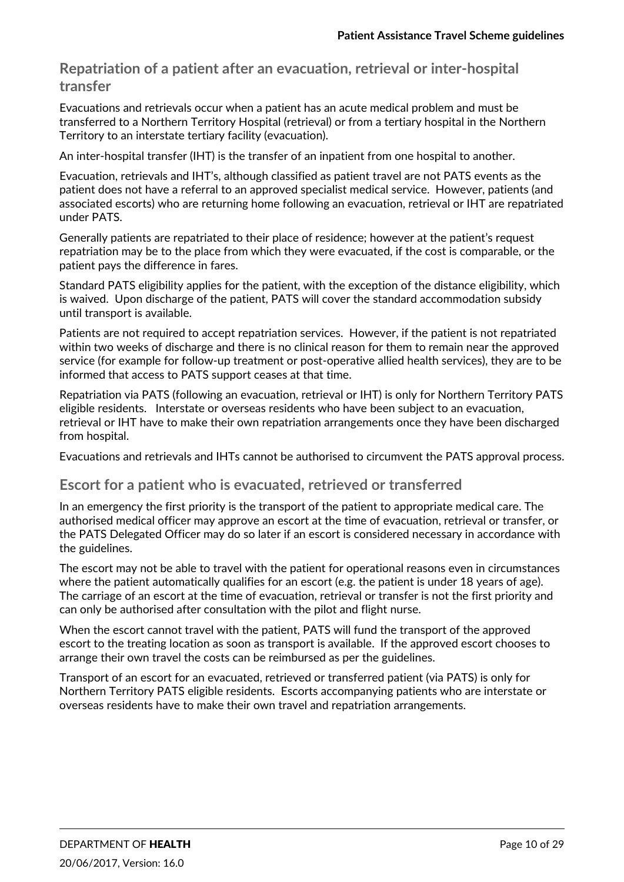## Repatriation of a patient after an evacuation, retrieval or inter-hospital transfer

Evacuations and retrievals occur when a patient has an acute medical problem and must be transferred to a Northern Territory Hospital (retrieval) or from a tertiary hospital in the Northern Territory to an interstate tertiary facility (evacuation).

An inter-hospital transfer (IHT) is the transfer of an inpatient from one hospital to another.

Evacuation, retrievals and IHT's, although classified as patient travel are not PATS events as the patient does not have a referral to an approved specialist medical service. However, patients (and associated escorts) who are returning home following an evacuation, retrieval or IHT are repatriated under PATS.

Generally patients are repatriated to their place of residence; however at the patient's request repatriation may be to the place from which they were evacuated, if the cost is comparable, or the patient pays the difference in fares.

Standard PATS eligibility applies for the patient, with the exception of the distance eligibility, which is waived. Upon discharge of the patient, PATS will cover the standard accommodation subsidy until transport is available.

Patients are not required to accept repatriation services. However, if the patient is not repatriated within two weeks of discharge and there is no clinical reason for them to remain near the approved service (for example for follow-up treatment or post-operative allied health services), they are to be informed that access to PATS support ceases at that time.

Repatriation via PATS (following an evacuation, retrieval or IHT) is only for Northern Territory PATS eligible residents. Interstate or overseas residents who have been subject to an evacuation, retrieval or IHT have to make their own repatriation arrangements once they have been discharged from hospital.

Evacuations and retrievals and IHTs cannot be authorised to circumvent the PATS approval process.

## Escort for a patient who is evacuated, retrieved or transferred

In an emergency the first priority is the transport of the patient to appropriate medical care. The authorised medical officer may approve an escort at the time of evacuation, retrieval or transfer, or the PATS Delegated Officer may do so later if an escort is considered necessary in accordance with the guidelines.

The escort may not be able to travel with the patient for operational reasons even in circumstances where the patient automatically qualifies for an escort (e.g. the patient is under 18 years of age). The carriage of an escort at the time of evacuation, retrieval or transfer is not the first priority and can only be authorised after consultation with the pilot and flight nurse.

When the escort cannot travel with the patient, PATS will fund the transport of the approved escort to the treating location as soon as transport is available. If the approved escort chooses to arrange their own travel the costs can be reimbursed as per the guidelines.

Transport of an escort for an evacuated, retrieved or transferred patient (via PATS) is only for Northern Territory PATS eligible residents. Escorts accompanying patients who are interstate or overseas residents have to make their own travel and repatriation arrangements.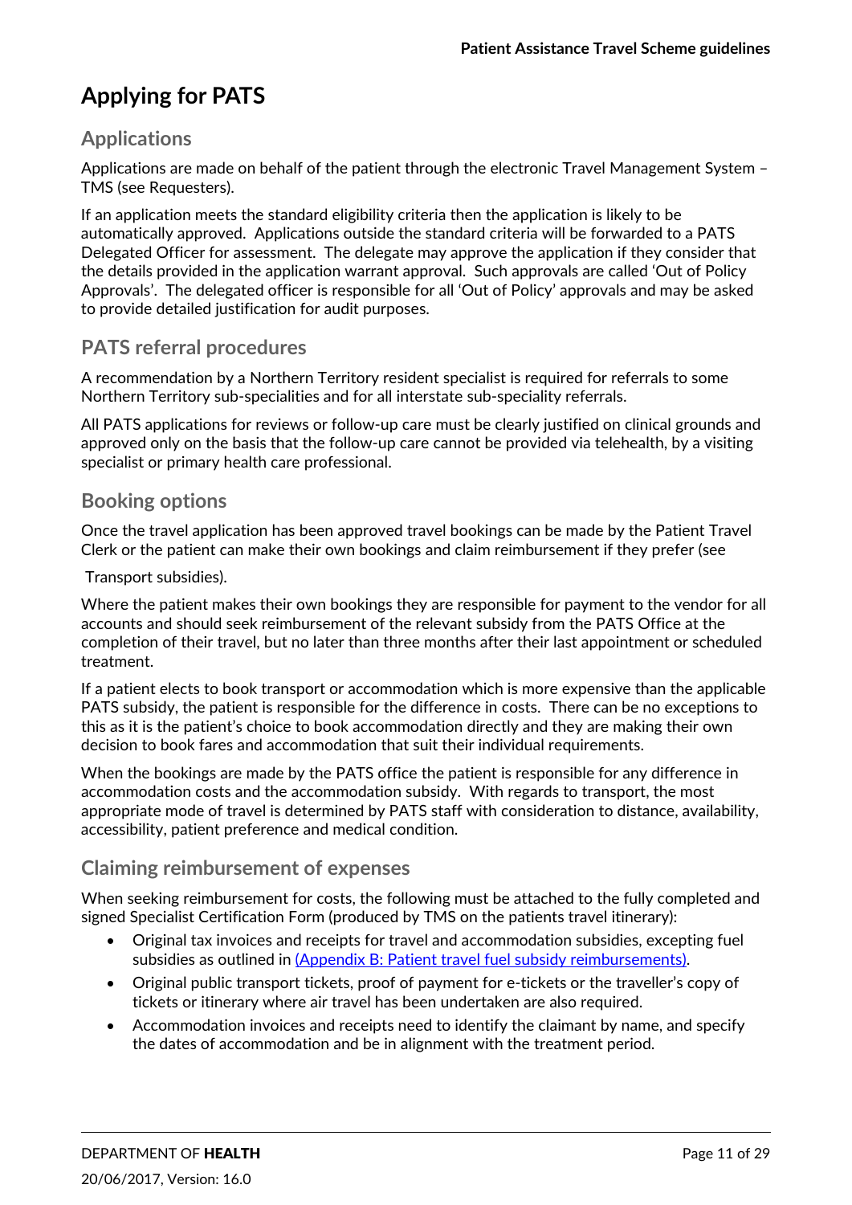# Applying for PATS

## Applications

Applications are made on behalf of the patient through the electronic Travel Management System – TMS (see Requesters).

If an application meets the standard eligibility criteria then the application is likely to be automatically approved. Applications outside the standard criteria will be forwarded to a PATS Delegated Officer for assessment. The delegate may approve the application if they consider that the details provided in the application warrant approval. Such approvals are called 'Out of Policy Approvals'. The delegated officer is responsible for all 'Out of Policy' approvals and may be asked to provide detailed justification for audit purposes.

## PATS referral procedures

A recommendation by a Northern Territory resident specialist is required for referrals to some Northern Territory sub-specialities and for all interstate sub-speciality referrals.

All PATS applications for reviews or follow-up care must be clearly justified on clinical grounds and approved only on the basis that the follow-up care cannot be provided via telehealth, by a visiting specialist or primary health care professional.

## Booking options

Once the travel application has been approved travel bookings can be made by the Patient Travel Clerk or the patient can make their own bookings and claim reimbursement if they prefer (see Transport subsidies).

Where the patient makes their own bookings they are responsible for payment to the vendor for all accounts and should seek reimbursement of the relevant subsidy from the PATS Office at the completion of their travel, but no later than three months after their last appointment or scheduled treatment.

If a patient elects to book transport or accommodation which is more expensive than the applicable PATS subsidy, the patient is responsible for the difference in costs. There can be no exceptions to this as it is the patient's choice to book accommodation directly and they are making their own decision to book fares and accommodation that suit their individual requirements.

When the bookings are made by the PATS office the patient is responsible for any difference in accommodation costs and the accommodation subsidy. With regards to transport, the most appropriate mode of travel is determined by PATS staff with consideration to distance, availability, accessibility, patient preference and medical condition.

## Claiming reimbursement of expenses

When seeking reimbursement for costs, the following must be attached to the fully completed and signed Specialist Certification Form (produced by TMS on the patients travel itinerary):

- Original tax invoices and receipts for travel and accommodation subsidies, excepting fuel subsidies as outlined in (Appendix B: Patient travel fuel subsidy reimbursements).
- Original public transport tickets, proof of payment for e-tickets or the traveller's copy of tickets or itinerary where air travel has been undertaken are also required.
- Accommodation invoices and receipts need to identify the claimant by name, and specify the dates of accommodation and be in alignment with the treatment period.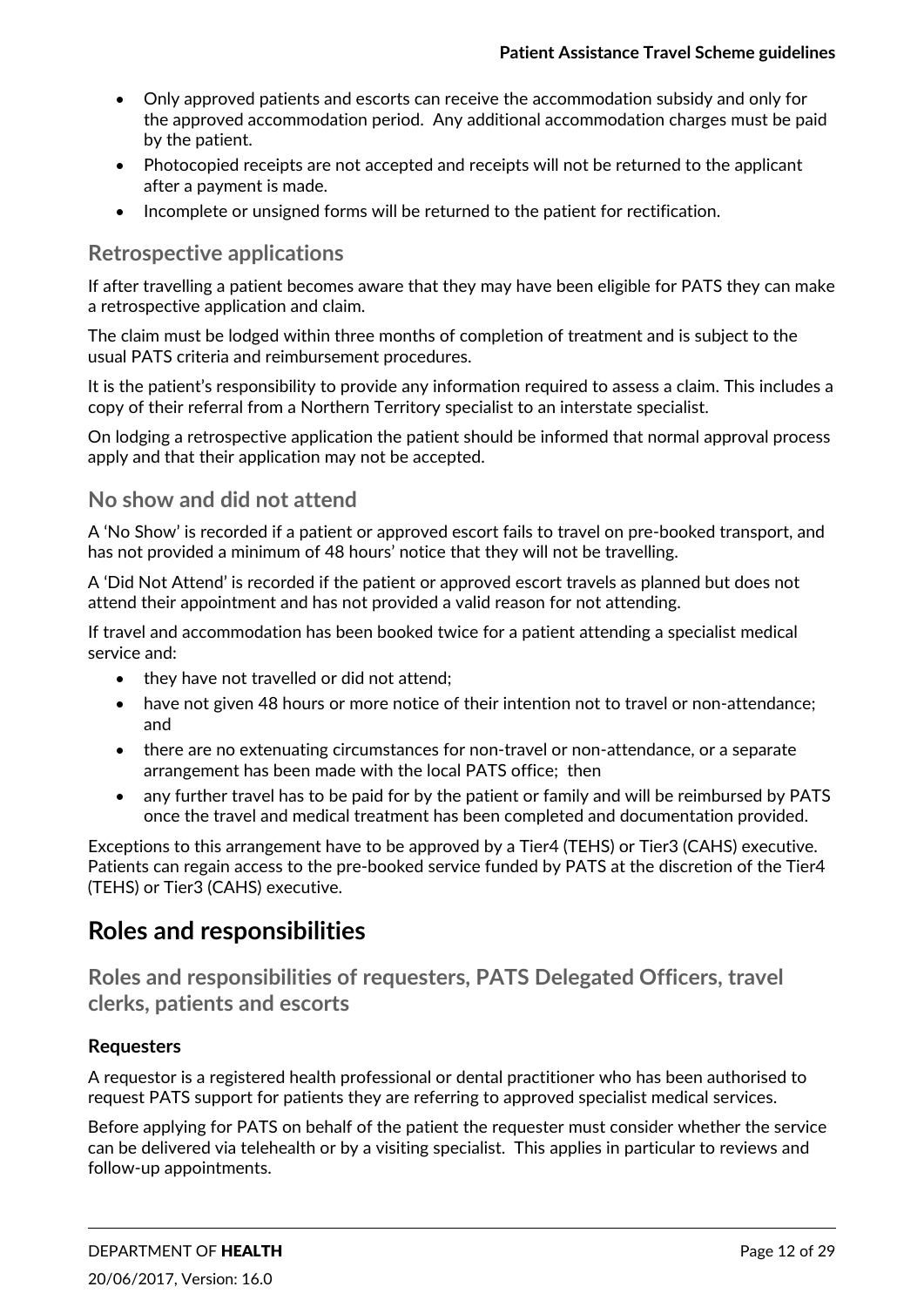- Only approved patients and escorts can receive the accommodation subsidy and only for the approved accommodation period. Any additional accommodation charges must be paid by the patient.
- Photocopied receipts are not accepted and receipts will not be returned to the applicant after a payment is made.
- Incomplete or unsigned forms will be returned to the patient for rectification.

### Retrospective applications

If after travelling a patient becomes aware that they may have been eligible for PATS they can make a retrospective application and claim.

The claim must be lodged within three months of completion of treatment and is subject to the usual PATS criteria and reimbursement procedures.

It is the patient's responsibility to provide any information required to assess a claim. This includes a copy of their referral from a Northern Territory specialist to an interstate specialist.

On lodging a retrospective application the patient should be informed that normal approval process apply and that their application may not be accepted.

### No show and did not attend

A 'No Show' is recorded if a patient or approved escort fails to travel on pre-booked transport, and has not provided a minimum of 48 hours' notice that they will not be travelling.

A 'Did Not Attend' is recorded if the patient or approved escort travels as planned but does not attend their appointment and has not provided a valid reason for not attending.

If travel and accommodation has been booked twice for a patient attending a specialist medical service and:

- they have not travelled or did not attend;
- have not given 48 hours or more notice of their intention not to travel or non-attendance; and
- there are no extenuating circumstances for non-travel or non-attendance, or a separate arrangement has been made with the local PATS office; then
- any further travel has to be paid for by the patient or family and will be reimbursed by PATS once the travel and medical treatment has been completed and documentation provided.

Exceptions to this arrangement have to be approved by a Tier4 (TEHS) or Tier3 (CAHS) executive. Patients can regain access to the pre-booked service funded by PATS at the discretion of the Tier4 (TEHS) or Tier3 (CAHS) executive.

## Roles and responsibilities

### Roles and responsibilities of requesters, PATS Delegated Officers, travel clerks, patients and escorts

#### Requesters

A requestor is a registered health professional or dental practitioner who has been authorised to request PATS support for patients they are referring to approved specialist medical services.

Before applying for PATS on behalf of the patient the requester must consider whether the service can be delivered via telehealth or by a visiting specialist. This applies in particular to reviews and follow-up appointments.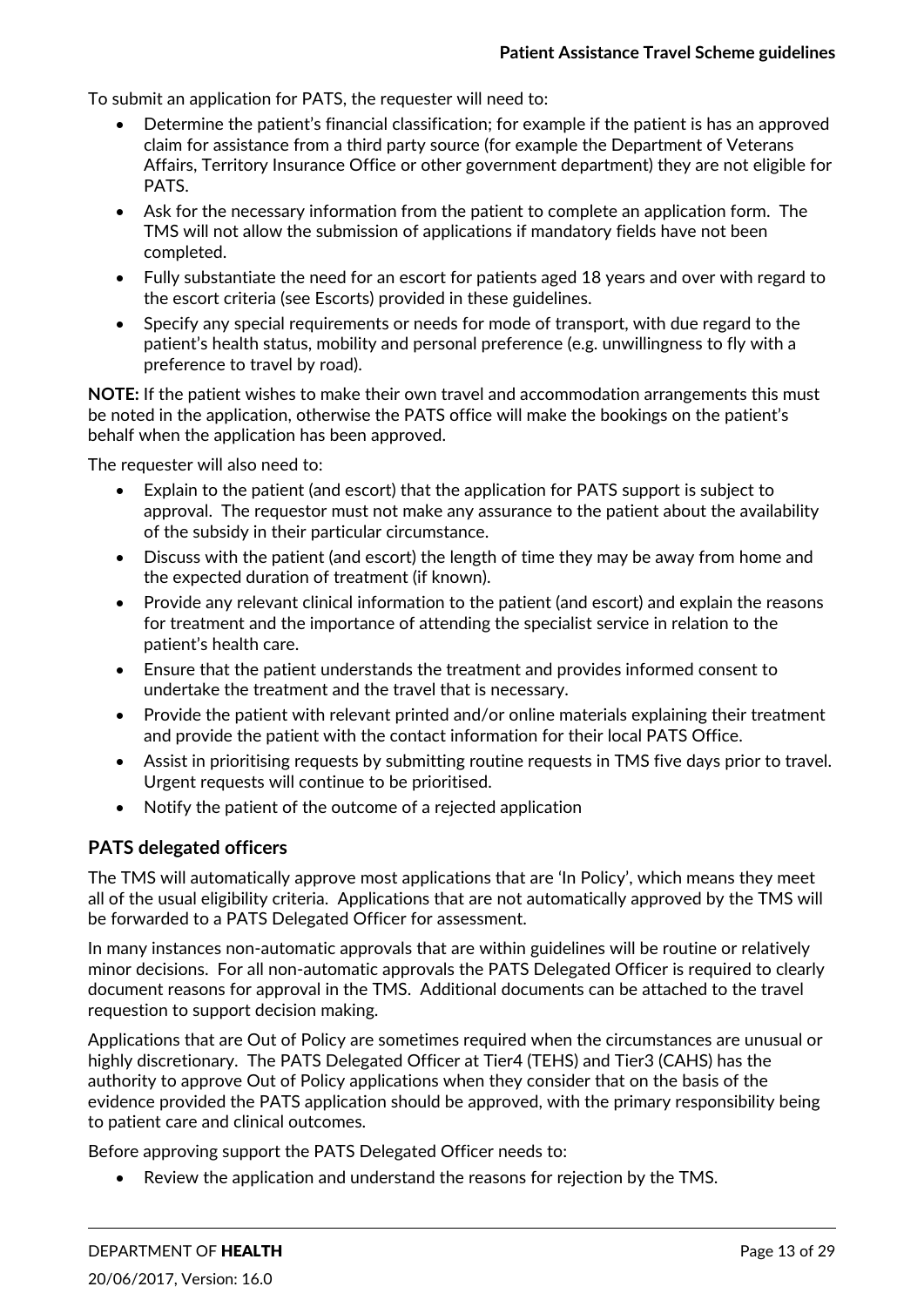To submit an application for PATS, the requester will need to:

- Determine the patient's financial classification; for example if the patient is has an approved claim for assistance from a third party source (for example the Department of Veterans Affairs, Territory Insurance Office or other government department) they are not eligible for PATS.
- Ask for the necessary information from the patient to complete an application form. The TMS will not allow the submission of applications if mandatory fields have not been completed.
- Fully substantiate the need for an escort for patients aged 18 years and over with regard to the escort criteria (see Escorts) provided in these guidelines.
- Specify any special requirements or needs for mode of transport, with due regard to the patient's health status, mobility and personal preference (e.g. unwillingness to fly with a preference to travel by road).

**NOTE:** If the patient wishes to make their own travel and accommodation arrangements this must be noted in the application, otherwise the PATS office will make the bookings on the patient's behalf when the application has been approved.

The requester will also need to:

- Explain to the patient (and escort) that the application for PATS support is subject to approval. The requestor must not make any assurance to the patient about the availability of the subsidy in their particular circumstance.
- Discuss with the patient (and escort) the length of time they may be away from home and the expected duration of treatment (if known).
- Provide any relevant clinical information to the patient (and escort) and explain the reasons for treatment and the importance of attending the specialist service in relation to the patient's health care.
- Ensure that the patient understands the treatment and provides informed consent to undertake the treatment and the travel that is necessary.
- Provide the patient with relevant printed and/or online materials explaining their treatment and provide the patient with the contact information for their local PATS Office.
- Assist in prioritising requests by submitting routine requests in TMS five days prior to travel. Urgent requests will continue to be prioritised.
- Notify the patient of the outcome of a rejected application

## PATS delegated officers

The TMS will automatically approve most applications that are 'In Policy', which means they meet all of the usual eligibility criteria. Applications that are not automatically approved by the TMS will be forwarded to a PATS Delegated Officer for assessment.

In many instances non-automatic approvals that are within guidelines will be routine or relatively minor decisions. For all non-automatic approvals the PATS Delegated Officer is required to clearly document reasons for approval in the TMS. Additional documents can be attached to the travel requestion to support decision making.

Applications that are Out of Policy are sometimes required when the circumstances are unusual or highly discretionary. The PATS Delegated Officer at Tier4 (TEHS) and Tier3 (CAHS) has the authority to approve Out of Policy applications when they consider that on the basis of the evidence provided the PATS application should be approved, with the primary responsibility being to patient care and clinical outcomes.

Before approving support the PATS Delegated Officer needs to:

- Review the application and understand the reasons for rejection by the TMS.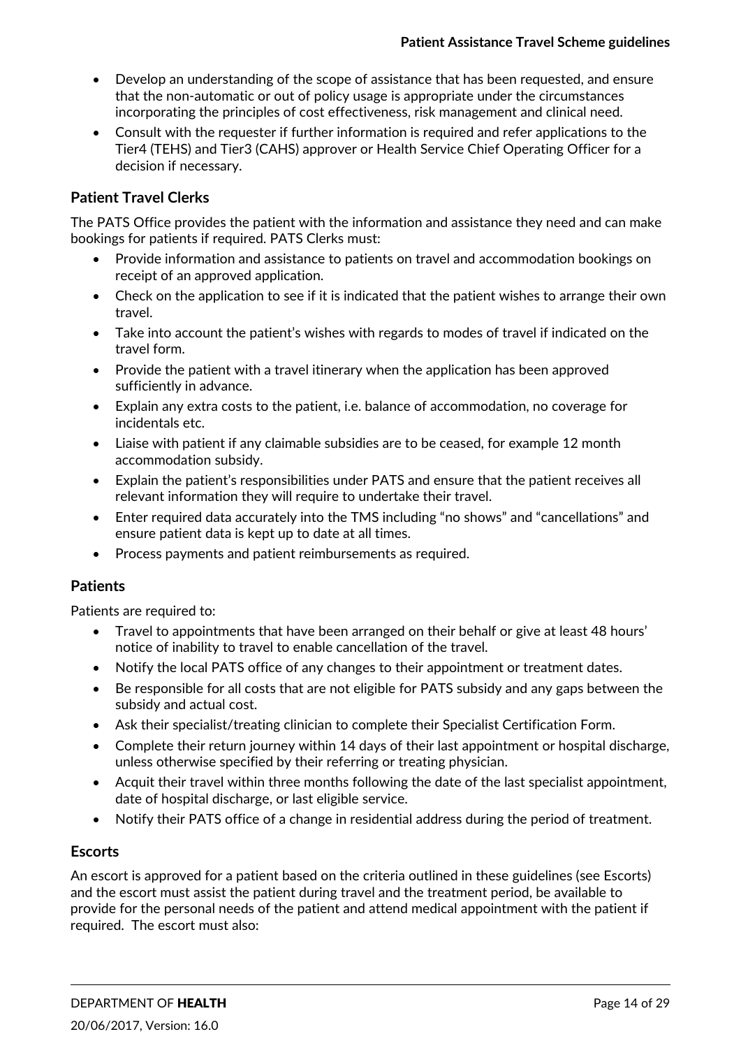- Develop an understanding of the scope of assistance that has been requested, and ensure that the non-automatic or out of policy usage is appropriate under the circumstances incorporating the principles of cost effectiveness, risk management and clinical need.
- Consult with the requester if further information is required and refer applications to the Tier4 (TEHS) and Tier3 (CAHS) approver or Health Service Chief Operating Officer for a decision if necessary.

### Patient Travel Clerks

The PATS Office provides the patient with the information and assistance they need and can make bookings for patients if required. PATS Clerks must:

- Provide information and assistance to patients on travel and accommodation bookings on receipt of an approved application.
- Check on the application to see if it is indicated that the patient wishes to arrange their own travel.
- Take into account the patient's wishes with regards to modes of travel if indicated on the travel form.
- Provide the patient with a travel itinerary when the application has been approved sufficiently in advance.
- Explain any extra costs to the patient, i.e. balance of accommodation, no coverage for incidentals etc.
- Liaise with patient if any claimable subsidies are to be ceased, for example 12 month accommodation subsidy.
- Explain the patient's responsibilities under PATS and ensure that the patient receives all relevant information they will require to undertake their travel.
- Enter required data accurately into the TMS including "no shows" and "cancellations" and ensure patient data is kept up to date at all times.
- Process payments and patient reimbursements as required.

### Patients

Patients are required to:

- Travel to appointments that have been arranged on their behalf or give at least 48 hours' notice of inability to travel to enable cancellation of the travel.
- Notify the local PATS office of any changes to their appointment or treatment dates.
- Be responsible for all costs that are not eligible for PATS subsidy and any gaps between the subsidy and actual cost.
- Ask their specialist/treating clinician to complete their Specialist Certification Form.
- Complete their return journey within 14 days of their last appointment or hospital discharge, unless otherwise specified by their referring or treating physician.
- Acquit their travel within three months following the date of the last specialist appointment, date of hospital discharge, or last eligible service.
- Notify their PATS office of a change in residential address during the period of treatment.

### Escorts

An escort is approved for a patient based on the criteria outlined in these guidelines (see Escorts) and the escort must assist the patient during travel and the treatment period, be available to provide for the personal needs of the patient and attend medical appointment with the patient if required. The escort must also: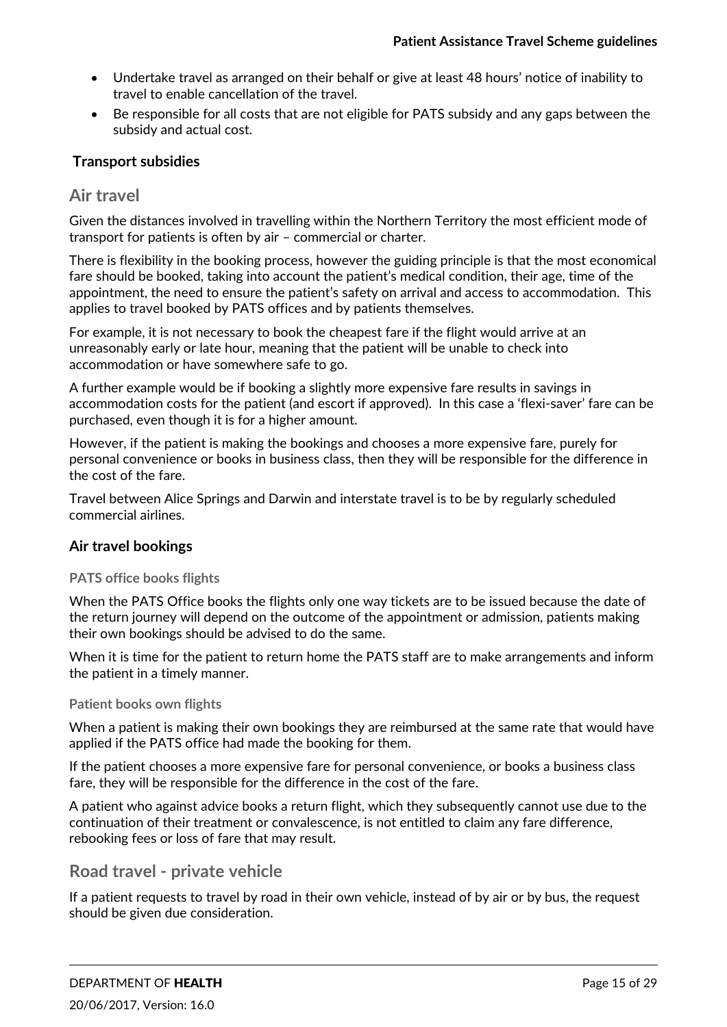- Undertake travel as arranged on their behalf or give at least 48 hours' notice of inability to travel to enable cancellation of the travel.
- Be responsible for all costs that are not eligible for PATS subsidy and any gaps between the subsidy and actual cost.

### Transport subsidies

## Air travel

Given the distances involved in travelling within the Northern Territory the most efficient mode of transport for patients is often by air – commercial or charter.

There is flexibility in the booking process, however the guiding principle is that the most economical fare should be booked, taking into account the patient's medical condition, their age, time of the appointment, the need to ensure the patient's safety on arrival and access to accommodation. This applies to travel booked by PATS offices and by patients themselves.

For example, it is not necessary to book the cheapest fare if the flight would arrive at an unreasonably early or late hour, meaning that the patient will be unable to check into accommodation or have somewhere safe to go.

A further example would be if booking a slightly more expensive fare results in savings in accommodation costs for the patient (and escort if approved). In this case a 'flexi-saver' fare can be purchased, even though it is for a higher amount.

However, if the patient is making the bookings and chooses a more expensive fare, purely for personal convenience or books in business class, then they will be responsible for the difference in the cost of the fare.

Travel between Alice Springs and Darwin and interstate travel is to be by regularly scheduled commercial airlines.

### Air travel bookings

#### PATS office books flights

When the PATS Office books the flights only one way tickets are to be issued because the date of the return journey will depend on the outcome of the appointment or admission, patients making their own bookings should be advised to do the same.

When it is time for the patient to return home the PATS staff are to make arrangements and inform the patient in a timely manner.

#### Patient books own flights

When a patient is making their own bookings they are reimbursed at the same rate that would have applied if the PATS office had made the booking for them.

If the patient chooses a more expensive fare for personal convenience, or books a business class fare, they will be responsible for the difference in the cost of the fare.

A patient who against advice books a return flight, which they subsequently cannot use due to the continuation of their treatment or convalescence, is not entitled to claim any fare difference, rebooking fees or loss of fare that may result.

## Road travel - private vehicle

If a patient requests to travel by road in their own vehicle, instead of by air or by bus, the request should be given due consideration.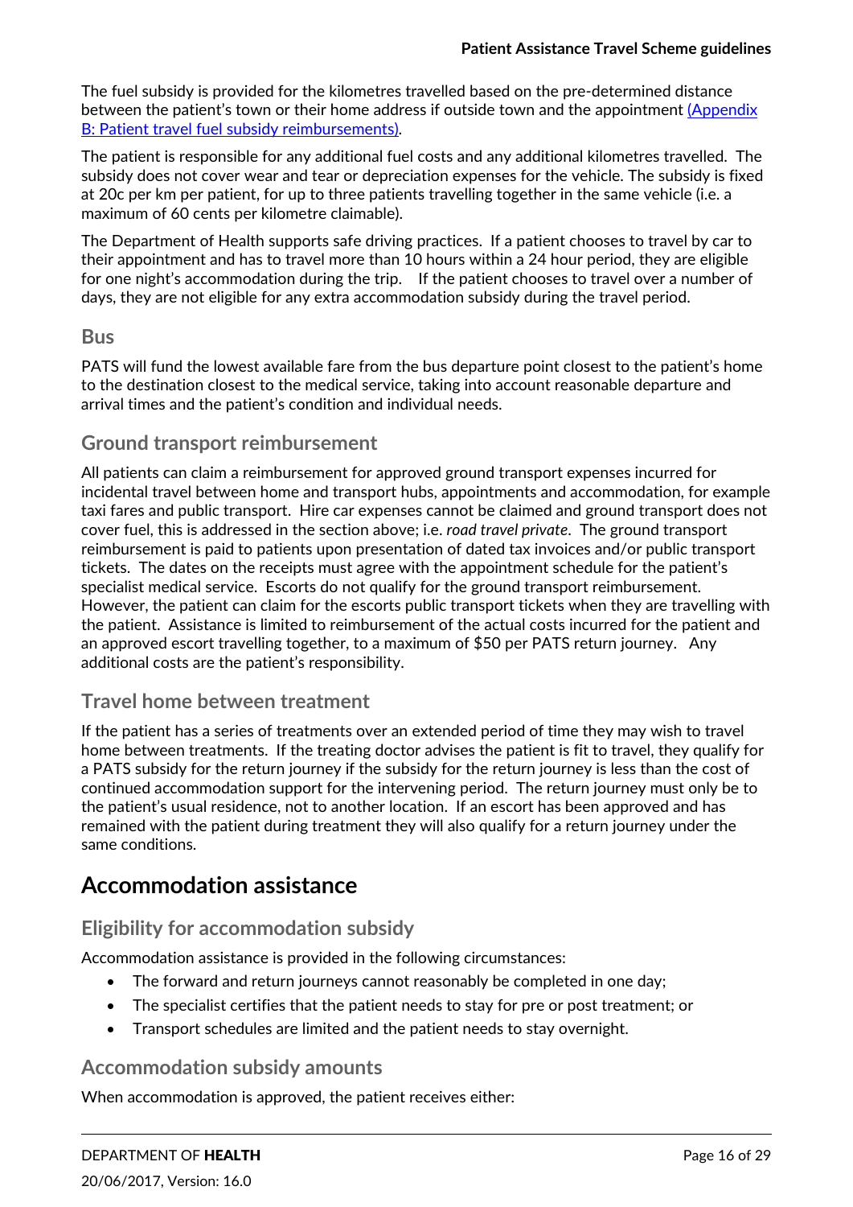The fuel subsidy is provided for the kilometres travelled based on the pre-determined distance between the patient's town or their home address if outside town and the appointment [(Appendix B: Patient travel fuel subsidy reimbursements)](#).

The patient is responsible for any additional fuel costs and any additional kilometres travelled. The subsidy does not cover wear and tear or depreciation expenses for the vehicle. The subsidy is fixed at 20c per km per patient, for up to three patients travelling together in the same vehicle (i.e. a maximum of 60 cents per kilometre claimable).

The Department of Health supports safe driving practices. If a patient chooses to travel by car to their appointment and has to travel more than 10 hours within a 24 hour period, they are eligible for one night's accommodation during the trip. If the patient chooses to travel over a number of days, they are not eligible for any extra accommodation subsidy during the travel period.

### Bus

PATS will fund the lowest available fare from the bus departure point closest to the patient's home to the destination closest to the medical service, taking into account reasonable departure and arrival times and the patient's condition and individual needs.

### Ground transport reimbursement

All patients can claim a reimbursement for approved ground transport expenses incurred for incidental travel between home and transport hubs, appointments and accommodation, for example taxi fares and public transport. Hire car expenses cannot be claimed and ground transport does not cover fuel, this is addressed in the section above; i.e. *road travel private*. The ground transport reimbursement is paid to patients upon presentation of dated tax invoices and/or public transport tickets. The dates on the receipts must agree with the appointment schedule for the patient's specialist medical service. Escorts do not qualify for the ground transport reimbursement. However, the patient can claim for the escorts public transport tickets when they are travelling with the patient. Assistance is limited to reimbursement of the actual costs incurred for the patient and an approved escort travelling together, to a maximum of $50 per PATS return journey. Any additional costs are the patient's responsibility.

### Travel home between treatment

If the patient has a series of treatments over an extended period of time they may wish to travel home between treatments. If the treating doctor advises the patient is fit to travel, they qualify for a PATS subsidy for the return journey if the subsidy for the return journey is less than the cost of continued accommodation support for the intervening period. The return journey must only be to the patient's usual residence, not to another location. If an escort has been approved and has remained with the patient during treatment they will also qualify for a return journey under the same conditions.

## Accommodation assistance

### Eligibility for accommodation subsidy

Accommodation assistance is provided in the following circumstances:

- The forward and return journeys cannot reasonably be completed in one day;
- The specialist certifies that the patient needs to stay for pre or post treatment; or
- Transport schedules are limited and the patient needs to stay overnight.

### Accommodation subsidy amounts

When accommodation is approved, the patient receives either: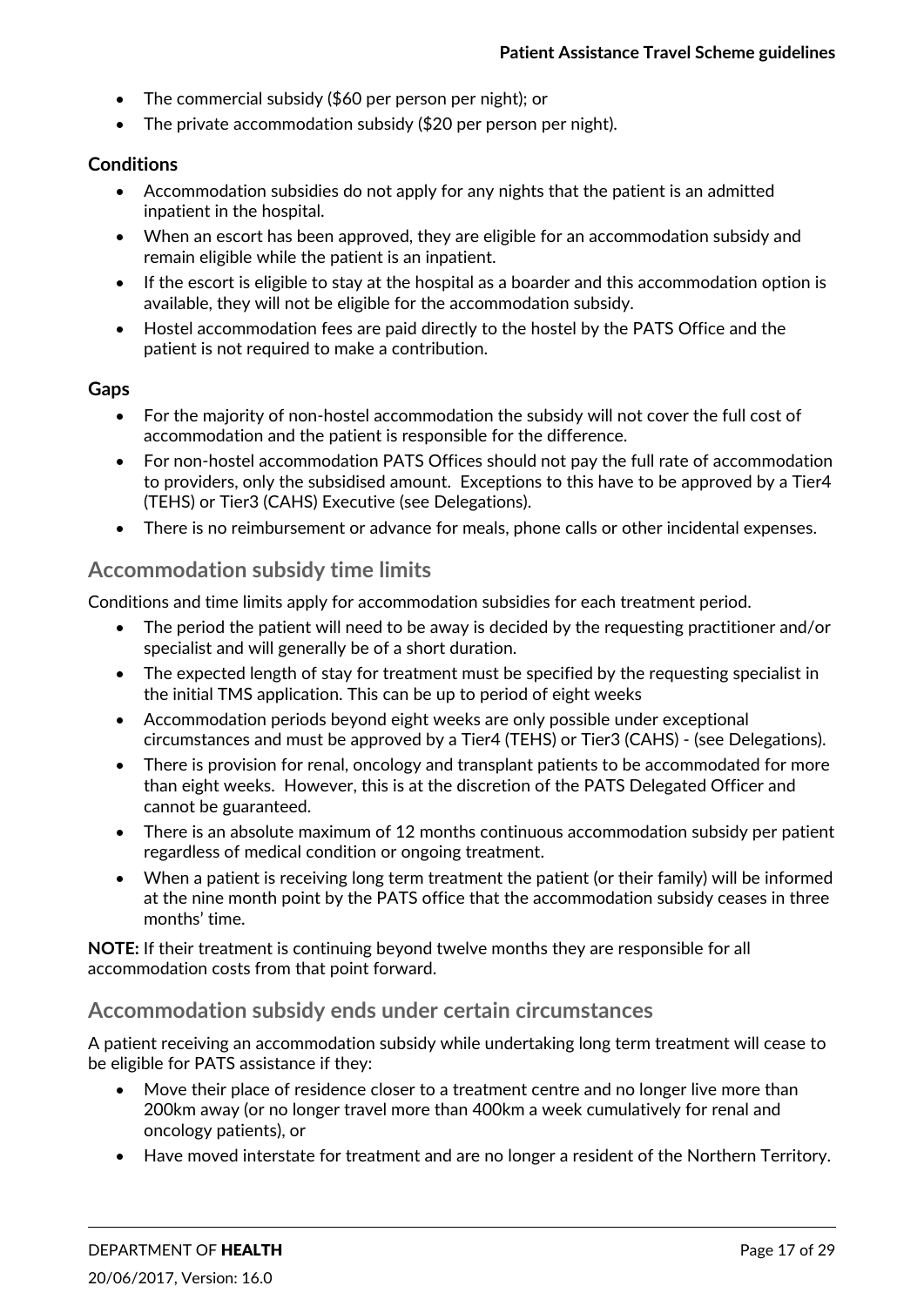- The commercial subsidy ($60 per person per night); or
- The private accommodation subsidy ($20 per person per night).

**Conditions**

- Accommodation subsidies do not apply for any nights that the patient is an admitted inpatient in the hospital.
- When an escort has been approved, they are eligible for an accommodation subsidy and remain eligible while the patient is an inpatient.
- If the escort is eligible to stay at the hospital as a boarder and this accommodation option is available, they will not be eligible for the accommodation subsidy.
- Hostel accommodation fees are paid directly to the hostel by the PATS Office and the patient is not required to make a contribution.

**Gaps**

- For the majority of non-hostel accommodation the subsidy will not cover the full cost of accommodation and the patient is responsible for the difference.
- For non-hostel accommodation PATS Offices should not pay the full rate of accommodation to providers, only the subsidised amount. Exceptions to this have to be approved by a Tier4 (TEHS) or Tier3 (CAHS) Executive (see Delegations).
- There is no reimbursement or advance for meals, phone calls or other incidental expenses.

## Accommodation subsidy time limits

Conditions and time limits apply for accommodation subsidies for each treatment period.

- The period the patient will need to be away is decided by the requesting practitioner and/or specialist and will generally be of a short duration.
- The expected length of stay for treatment must be specified by the requesting specialist in the initial TMS application. This can be up to period of eight weeks
- Accommodation periods beyond eight weeks are only possible under exceptional circumstances and must be approved by a Tier4 (TEHS) or Tier3 (CAHS) - (see Delegations).
- There is provision for renal, oncology and transplant patients to be accommodated for more than eight weeks. However, this is at the discretion of the PATS Delegated Officer and cannot be guaranteed.
- There is an absolute maximum of 12 months continuous accommodation subsidy per patient regardless of medical condition or ongoing treatment.
- When a patient is receiving long term treatment the patient (or their family) will be informed at the nine month point by the PATS office that the accommodation subsidy ceases in three months' time.

**NOTE:** If their treatment is continuing beyond twelve months they are responsible for all accommodation costs from that point forward.

## Accommodation subsidy ends under certain circumstances

A patient receiving an accommodation subsidy while undertaking long term treatment will cease to be eligible for PATS assistance if they:

- Move their place of residence closer to a treatment centre and no longer live more than 200km away (or no longer travel more than 400km a week cumulatively for renal and oncology patients), or
- Have moved interstate for treatment and are no longer a resident of the Northern Territory.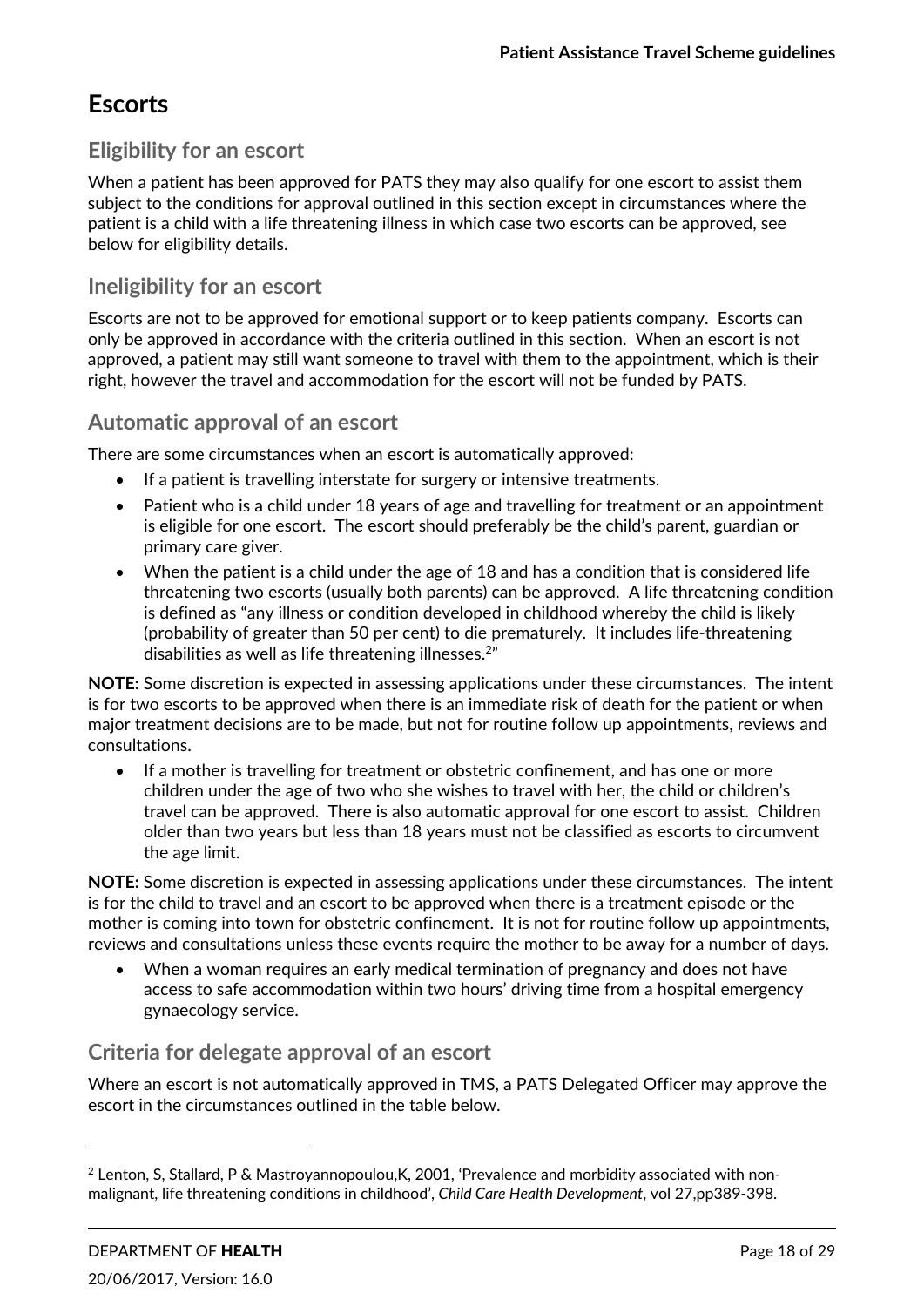# Escorts

## Eligibility for an escort

When a patient has been approved for PATS they may also qualify for one escort to assist them subject to the conditions for approval outlined in this section except in circumstances where the patient is a child with a life threatening illness in which case two escorts can be approved, see below for eligibility details.

## Ineligibility for an escort

Escorts are not to be approved for emotional support or to keep patients company. Escorts can only be approved in accordance with the criteria outlined in this section. When an escort is not approved, a patient may still want someone to travel with them to the appointment, which is their right, however the travel and accommodation for the escort will not be funded by PATS.

## Automatic approval of an escort

There are some circumstances when an escort is automatically approved:

- If a patient is travelling interstate for surgery or intensive treatments.
- Patient who is a child under 18 years of age and travelling for treatment or an appointment is eligible for one escort. The escort should preferably be the child's parent, guardian or primary care giver.
- When the patient is a child under the age of 18 and has a condition that is considered life threatening two escorts (usually both parents) can be approved. A life threatening condition is defined as "any illness or condition developed in childhood whereby the child is likely (probability of greater than 50 per cent) to die prematurely. It includes life-threatening disabilities as well as life threatening illnesses.[2]"

**NOTE:** Some discretion is expected in assessing applications under these circumstances. The intent is for two escorts to be approved when there is an immediate risk of death for the patient or when major treatment decisions are to be made, but not for routine follow up appointments, reviews and consultations.

- If a mother is travelling for treatment or obstetric confinement, and has one or more children under the age of two who she wishes to travel with her, the child or children's travel can be approved. There is also automatic approval for one escort to assist. Children older than two years but less than 18 years must not be classified as escorts to circumvent the age limit.

**NOTE:** Some discretion is expected in assessing applications under these circumstances. The intent is for the child to travel and an escort to be approved when there is a treatment episode or the mother is coming into town for obstetric confinement. It is not for routine follow up appointments, reviews and consultations unless these events require the mother to be away for a number of days.

- When a woman requires an early medical termination of pregnancy and does not have access to safe accommodation within two hours' driving time from a hospital emergency gynaecology service.

## Criteria for delegate approval of an escort

Where an escort is not automatically approved in TMS, a PATS Delegated Officer may approve the escort in the circumstances outlined in the table below.

[2] Lenton, S, Stallard, P & Mastroyannopoulou,K, 2001, 'Prevalence and morbidity associated with non-malignant, life threatening conditions in childhood', *Child Care Health Development*, vol 27,pp389-398.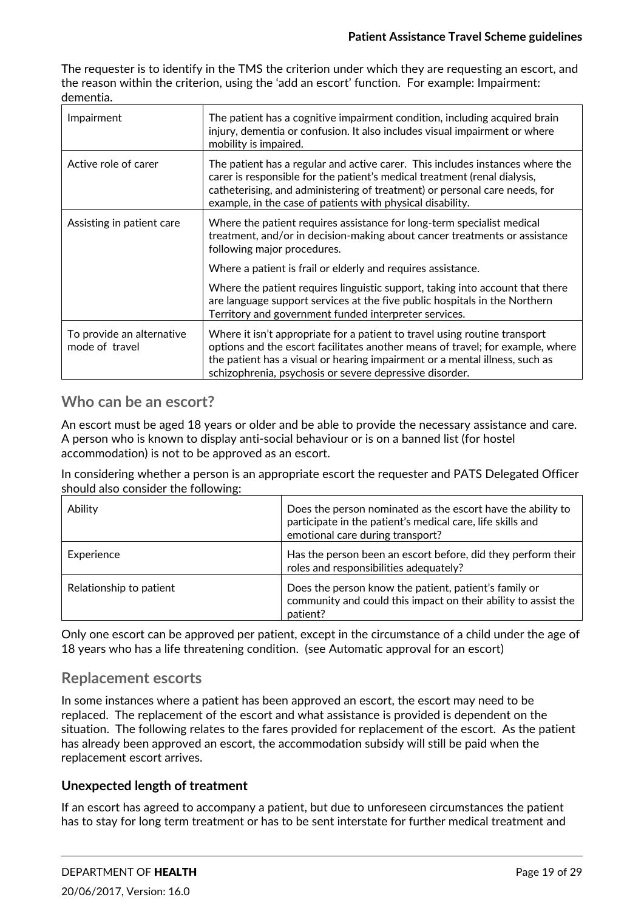The requester is to identify in the TMS the criterion under which they are requesting an escort, and the reason within the criterion, using the 'add an escort' function. For example: Impairment: dementia.

| | |
|---|---|
| Impairment | The patient has a cognitive impairment condition, including acquired brain injury, dementia or confusion. It also includes visual impairment or where mobility is impaired. |
| Active role of carer | The patient has a regular and active carer. This includes instances where the carer is responsible for the patient's medical treatment (renal dialysis, catheterising, and administering of treatment) or personal care needs, for example, in the case of patients with physical disability. |
| Assisting in patient care | Where the patient requires assistance for long-term specialist medical treatment, and/or in decision-making about cancer treatments or assistance following major procedures.<br><br>Where a patient is frail or elderly and requires assistance.<br><br>Where the patient requires linguistic support, taking into account that there are language support services at the five public hospitals in the Northern Territory and government funded interpreter services. |
| To provide an alternative mode of travel | Where it isn't appropriate for a patient to travel using routine transport options and the escort facilitates another means of travel; for example, where the patient has a visual or hearing impairment or a mental illness, such as schizophrenia, psychosis or severe depressive disorder. |

## Who can be an escort?

An escort must be aged 18 years or older and be able to provide the necessary assistance and care. A person who is known to display anti-social behaviour or is on a banned list (for hostel accommodation) is not to be approved as an escort.

In considering whether a person is an appropriate escort the requester and PATS Delegated Officer should also consider the following:

| | |
|---|---|
| Ability | Does the person nominated as the escort have the ability to participate in the patient's medical care, life skills and emotional care during transport? |
| Experience | Has the person been an escort before, did they perform their roles and responsibilities adequately? |
| Relationship to patient | Does the person know the patient, patient's family or community and could this impact on their ability to assist the patient? |

Only one escort can be approved per patient, except in the circumstance of a child under the age of 18 years who has a life threatening condition. (see Automatic approval for an escort)

## Replacement escorts

In some instances where a patient has been approved an escort, the escort may need to be replaced. The replacement of the escort and what assistance is provided is dependent on the situation. The following relates to the fares provided for replacement of the escort. As the patient has already been approved an escort, the accommodation subsidy will still be paid when the replacement escort arrives.

### Unexpected length of treatment

If an escort has agreed to accompany a patient, but due to unforeseen circumstances the patient has to stay for long term treatment or has to be sent interstate for further medical treatment and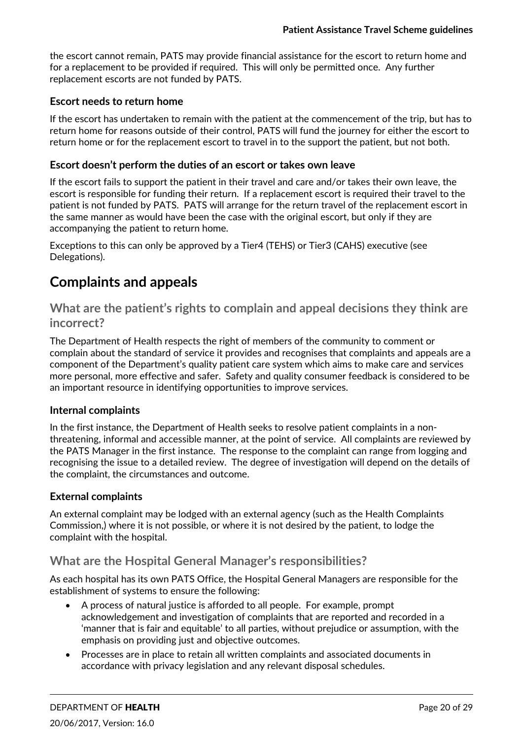the escort cannot remain, PATS may provide financial assistance for the escort to return home and for a replacement to be provided if required. This will only be permitted once. Any further replacement escorts are not funded by PATS.

### Escort needs to return home

If the escort has undertaken to remain with the patient at the commencement of the trip, but has to return home for reasons outside of their control, PATS will fund the journey for either the escort to return home or for the replacement escort to travel in to the support the patient, but not both.

### Escort doesn't perform the duties of an escort or takes own leave

If the escort fails to support the patient in their travel and care and/or takes their own leave, the escort is responsible for funding their return. If a replacement escort is required their travel to the patient is not funded by PATS. PATS will arrange for the return travel of the replacement escort in the same manner as would have been the case with the original escort, but only if they are accompanying the patient to return home.

Exceptions to this can only be approved by a Tier4 (TEHS) or Tier3 (CAHS) executive (see Delegations).

# Complaints and appeals

## What are the patient's rights to complain and appeal decisions they think are incorrect?

The Department of Health respects the right of members of the community to comment or complain about the standard of service it provides and recognises that complaints and appeals are a component of the Department's quality patient care system which aims to make care and services more personal, more effective and safer. Safety and quality consumer feedback is considered to be an important resource in identifying opportunities to improve services.

### Internal complaints

In the first instance, the Department of Health seeks to resolve patient complaints in a non-threatening, informal and accessible manner, at the point of service. All complaints are reviewed by the PATS Manager in the first instance. The response to the complaint can range from logging and recognising the issue to a detailed review. The degree of investigation will depend on the details of the complaint, the circumstances and outcome.

### External complaints

An external complaint may be lodged with an external agency (such as the Health Complaints Commission,) where it is not possible, or where it is not desired by the patient, to lodge the complaint with the hospital.

## What are the Hospital General Manager's responsibilities?

As each hospital has its own PATS Office, the Hospital General Managers are responsible for the establishment of systems to ensure the following:

- A process of natural justice is afforded to all people. For example, prompt acknowledgement and investigation of complaints that are reported and recorded in a 'manner that is fair and equitable' to all parties, without prejudice or assumption, with the emphasis on providing just and objective outcomes.
- Processes are in place to retain all written complaints and associated documents in accordance with privacy legislation and any relevant disposal schedules.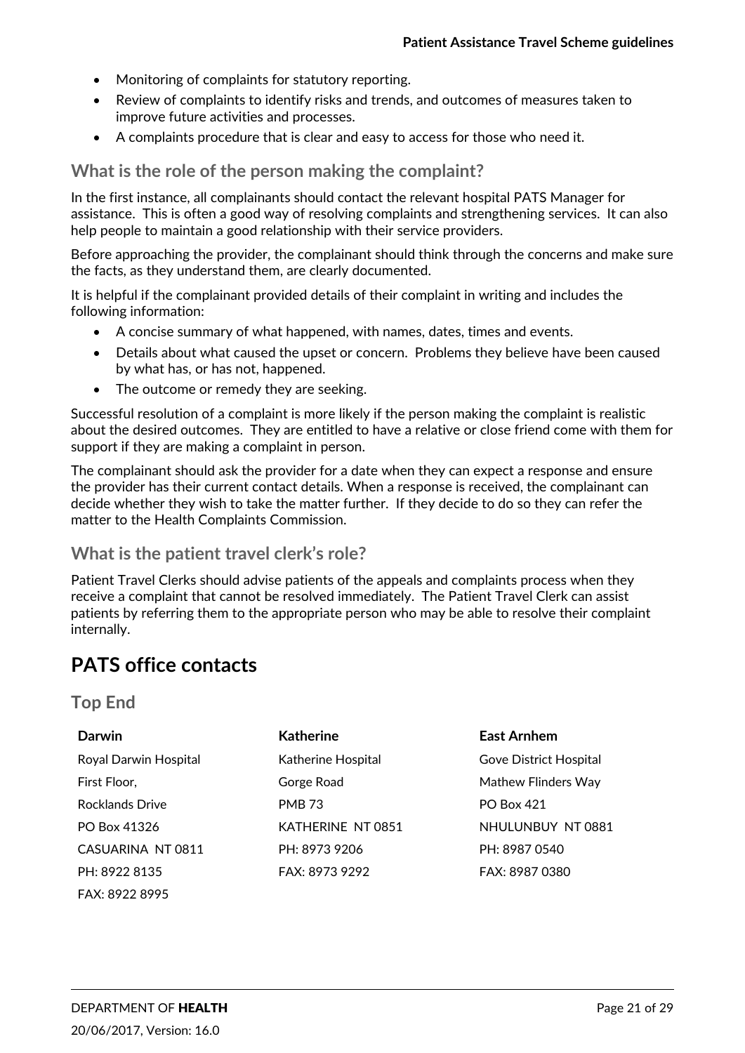- Monitoring of complaints for statutory reporting.
- Review of complaints to identify risks and trends, and outcomes of measures taken to improve future activities and processes.
- A complaints procedure that is clear and easy to access for those who need it.

### What is the role of the person making the complaint?

In the first instance, all complainants should contact the relevant hospital PATS Manager for assistance. This is often a good way of resolving complaints and strengthening services. It can also help people to maintain a good relationship with their service providers.

Before approaching the provider, the complainant should think through the concerns and make sure the facts, as they understand them, are clearly documented.

It is helpful if the complainant provided details of their complaint in writing and includes the following information:

- A concise summary of what happened, with names, dates, times and events.
- Details about what caused the upset or concern. Problems they believe have been caused by what has, or has not, happened.
- The outcome or remedy they are seeking.

Successful resolution of a complaint is more likely if the person making the complaint is realistic about the desired outcomes. They are entitled to have a relative or close friend come with them for support if they are making a complaint in person.

The complainant should ask the provider for a date when they can expect a response and ensure the provider has their current contact details. When a response is received, the complainant can decide whether they wish to take the matter further. If they decide to do so they can refer the matter to the Health Complaints Commission.

### What is the patient travel clerk's role?

Patient Travel Clerks should advise patients of the appeals and complaints process when they receive a complaint that cannot be resolved immediately. The Patient Travel Clerk can assist patients by referring them to the appropriate person who may be able to resolve their complaint internally.

## PATS office contacts

### Top End

| **Darwin** | **Katherine** | **East Arnhem** |
|---|---|---|
| Royal Darwin Hospital | Katherine Hospital | Gove District Hospital |
| First Floor, | Gorge Road | Mathew Flinders Way |
| Rocklands Drive | PMB 73 | PO Box 421 |
| PO Box 41326 | KATHERINE NT 0851 | NHULUNBUY NT 0881 |
| CASUARINA NT 0811 | PH: 8973 9206 | PH: 8987 0540 |
| PH: 8922 8135 | FAX: 8973 9292 | FAX: 8987 0380 |
| FAX: 8922 8995 | | |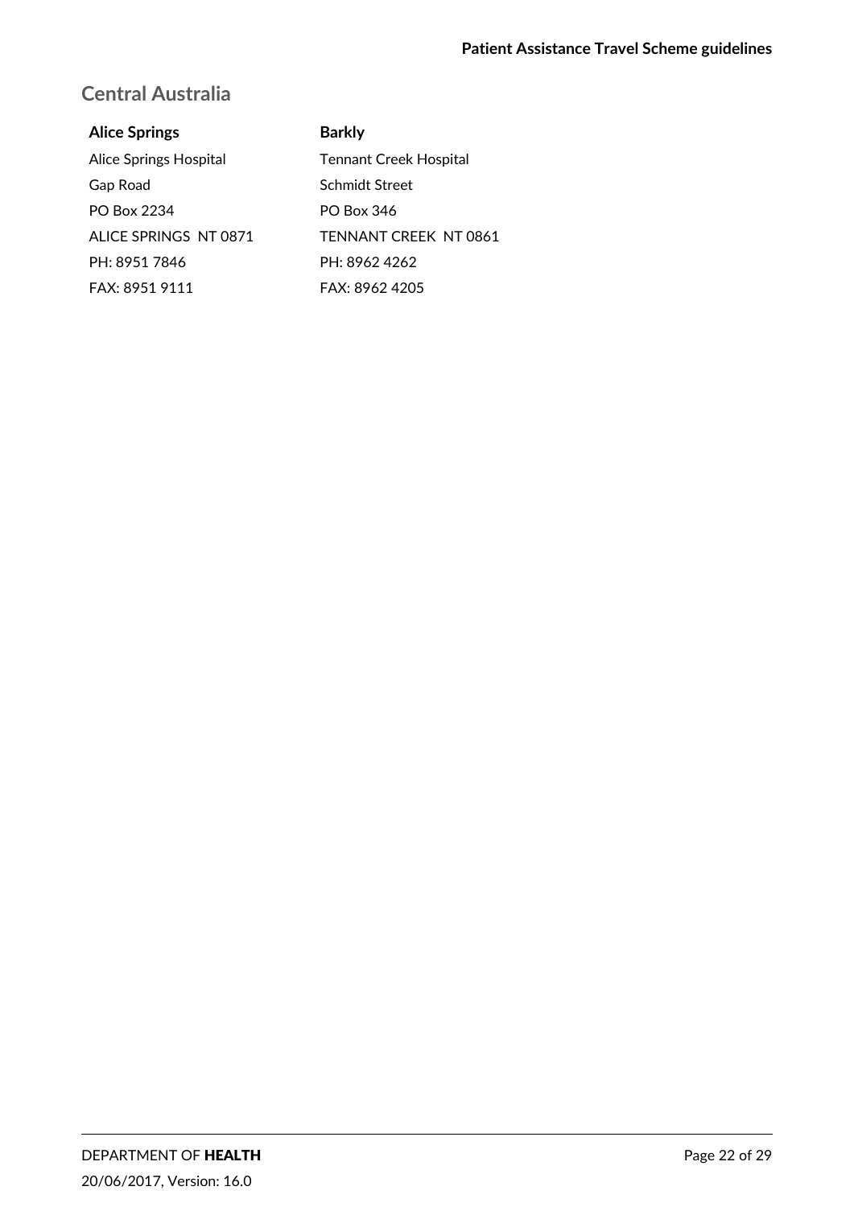## Central Australia

**Alice Springs**

Alice Springs Hospital
Gap Road
PO Box 2234
ALICE SPRINGS NT 0871
PH: 8951 7846
FAX: 8951 9111

**Barkly**

Tennant Creek Hospital
Schmidt Street
PO Box 346
TENNANT CREEK NT 0861
PH: 8962 4262
FAX: 8962 4205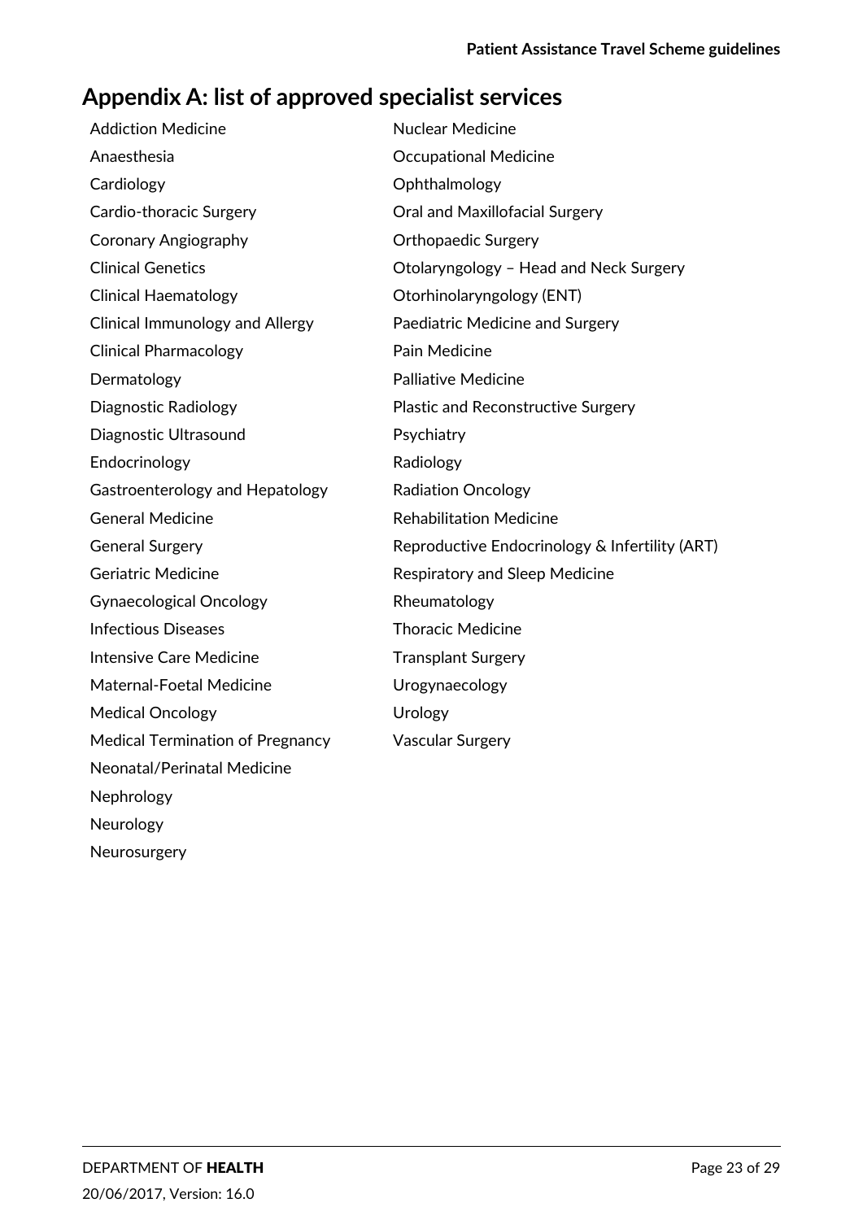# Appendix A: list of approved specialist services

- Addiction Medicine
- Anaesthesia
- Cardiology
- Cardio-thoracic Surgery
- Coronary Angiography
- Clinical Genetics
- Clinical Haematology
- Clinical Immunology and Allergy
- Clinical Pharmacology
- Dermatology
- Diagnostic Radiology
- Diagnostic Ultrasound
- Endocrinology
- Gastroenterology and Hepatology
- General Medicine
- General Surgery
- Geriatric Medicine
- Gynaecological Oncology
- Infectious Diseases
- Intensive Care Medicine
- Maternal-Foetal Medicine
- Medical Oncology
- Medical Termination of Pregnancy
- Neonatal/Perinatal Medicine
- Nephrology
- Neurology
- Neurosurgery
- Nuclear Medicine
- Occupational Medicine
- Ophthalmology
- Oral and Maxillofacial Surgery
- Orthopaedic Surgery
- Otolaryngology – Head and Neck Surgery
- Otorhinolaryngology (ENT)
- Paediatric Medicine and Surgery
- Pain Medicine
- Palliative Medicine
- Plastic and Reconstructive Surgery
- Psychiatry
- Radiology
- Radiation Oncology
- Rehabilitation Medicine
- Reproductive Endocrinology & Infertility (ART)
- Respiratory and Sleep Medicine
- Rheumatology
- Thoracic Medicine
- Transplant Surgery
- Urogynaecology
- Urology
- Vascular Surgery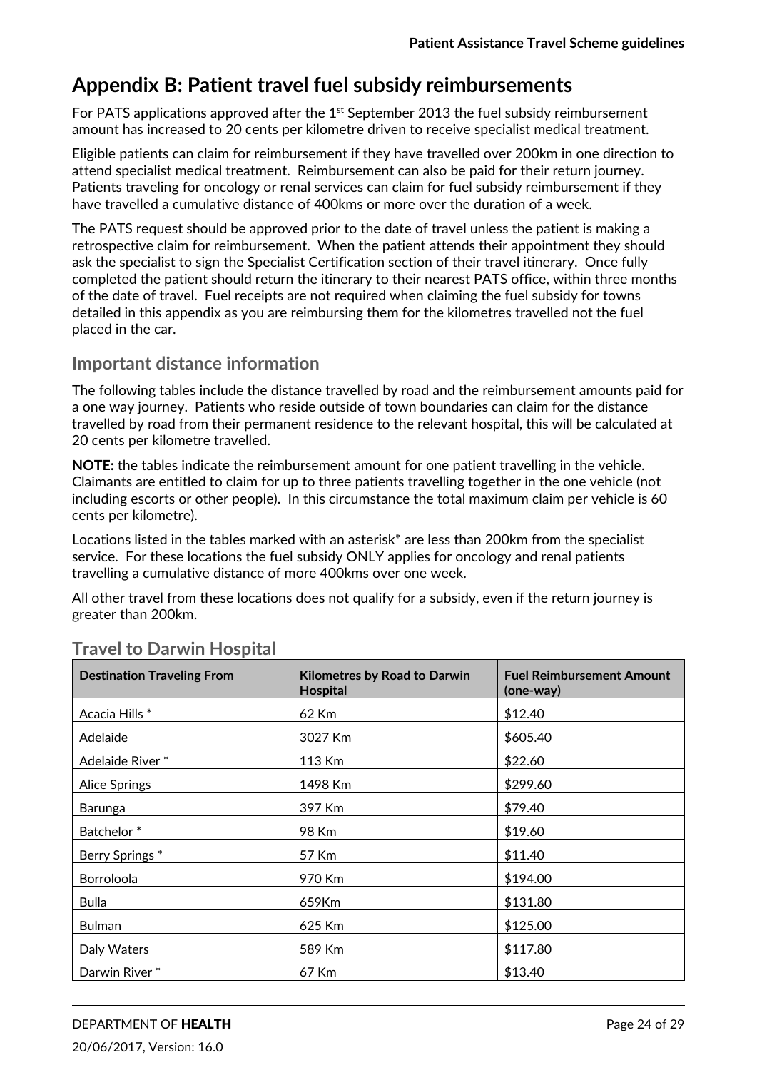# Appendix B: Patient travel fuel subsidy reimbursements

For PATS applications approved after the 1st September 2013 the fuel subsidy reimbursement amount has increased to 20 cents per kilometre driven to receive specialist medical treatment.

Eligible patients can claim for reimbursement if they have travelled over 200km in one direction to attend specialist medical treatment. Reimbursement can also be paid for their return journey. Patients traveling for oncology or renal services can claim for fuel subsidy reimbursement if they have travelled a cumulative distance of 400kms or more over the duration of a week.

The PATS request should be approved prior to the date of travel unless the patient is making a retrospective claim for reimbursement. When the patient attends their appointment they should ask the specialist to sign the Specialist Certification section of their travel itinerary. Once fully completed the patient should return the itinerary to their nearest PATS office, within three months of the date of travel. Fuel receipts are not required when claiming the fuel subsidy for towns detailed in this appendix as you are reimbursing them for the kilometres travelled not the fuel placed in the car.

## Important distance information

The following tables include the distance travelled by road and the reimbursement amounts paid for a one way journey. Patients who reside outside of town boundaries can claim for the distance travelled by road from their permanent residence to the relevant hospital, this will be calculated at 20 cents per kilometre travelled.

**NOTE:** the tables indicate the reimbursement amount for one patient travelling in the vehicle. Claimants are entitled to claim for up to three patients travelling together in the one vehicle (not including escorts or other people). In this circumstance the total maximum claim per vehicle is 60 cents per kilometre).

Locations listed in the tables marked with an asterisk* are less than 200km from the specialist service. For these locations the fuel subsidy ONLY applies for oncology and renal patients travelling a cumulative distance of more 400kms over one week.

All other travel from these locations does not qualify for a subsidy, even if the return journey is greater than 200km.

## Travel to Darwin Hospital

| Destination Traveling From | Kilometres by Road to Darwin Hospital | Fuel Reimbursement Amount (one-way) |
|---|---|---|
| Acacia Hills * | 62 Km | $12.40 |
| Adelaide | 3027 Km | $605.40 |
| Adelaide River * | 113 Km | $22.60 |
| Alice Springs | 1498 Km | $299.60 |
| Barunga | 397 Km | $79.40 |
| Batchelor * | 98 Km | $19.60 |
| Berry Springs * | 57 Km | $11.40 |
| Borroloola | 970 Km | $194.00 |
| Bulla | 659Km | $131.80 |
| Bulman | 625 Km | $125.00 |
| Daly Waters | 589 Km | $117.80 |
| Darwin River * | 67 Km | $13.40 |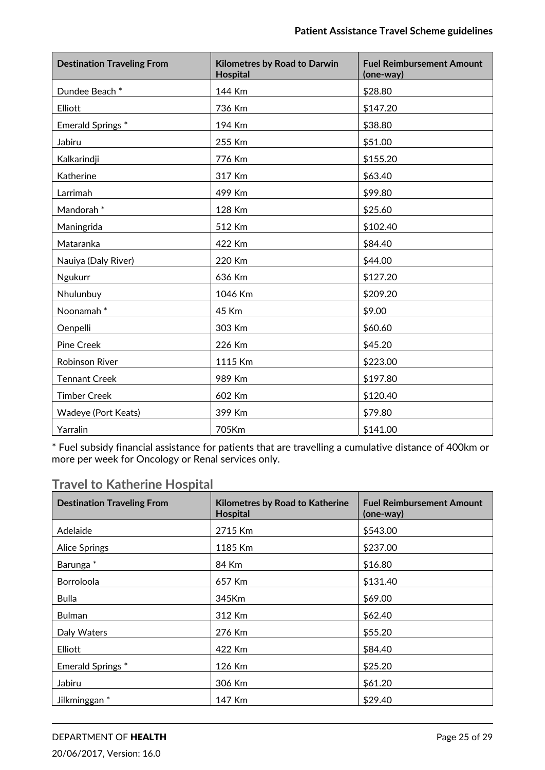| Destination Traveling From | Kilometres by Road to Darwin Hospital | Fuel Reimbursement Amount (one-way) |
|---|---|---|
| Dundee Beach * | 144 Km | $28.80 |
| Elliott | 736 Km | $147.20 |
| Emerald Springs * | 194 Km | $38.80 |
| Jabiru | 255 Km | $51.00 |
| Kalkarindji | 776 Km | $155.20 |
| Katherine | 317 Km | $63.40 |
| Larrimah | 499 Km | $99.80 |
| Mandorah * | 128 Km | $25.60 |
| Maningrida | 512 Km | $102.40 |
| Mataranka | 422 Km | $84.40 |
| Nauiya (Daly River) | 220 Km | $44.00 |
| Ngukurr | 636 Km | $127.20 |
| Nhulunbuy | 1046 Km | $209.20 |
| Noonamah * | 45 Km | $9.00 |
| Oenpelli | 303 Km | $60.60 |
| Pine Creek | 226 Km | $45.20 |
| Robinson River | 1115 Km | $223.00 |
| Tennant Creek | 989 Km | $197.80 |
| Timber Creek | 602 Km | $120.40 |
| Wadeye (Port Keats) | 399 Km | $79.80 |
| Yarralin | 705Km | $141.00 |

* Fuel subsidy financial assistance for patients that are travelling a cumulative distance of 400km or more per week for Oncology or Renal services only.

## Travel to Katherine Hospital

| Destination Traveling From | Kilometres by Road to Katherine Hospital | Fuel Reimbursement Amount (one-way) |
|---|---|---|
| Adelaide | 2715 Km | $543.00 |
| Alice Springs | 1185 Km | $237.00 |
| Barunga * | 84 Km | $16.80 |
| Borroloola | 657 Km | $131.40 |
| Bulla | 345Km | $69.00 |
| Bulman | 312 Km | $62.40 |
| Daly Waters | 276 Km | $55.20 |
| Elliott | 422 Km | $84.40 |
| Emerald Springs * | 126 Km | $25.20 |
| Jabiru | 306 Km | $61.20 |
| Jilkminggan * | 147 Km | $29.40 |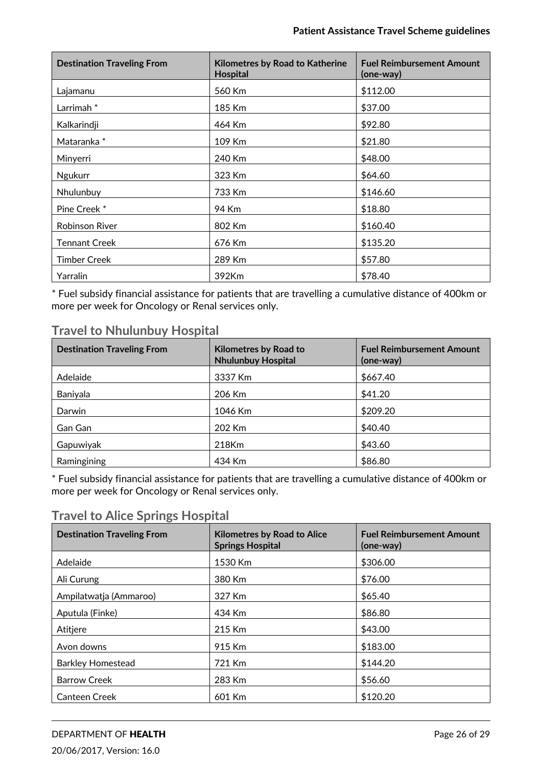| Destination Traveling From | Kilometres by Road to Katherine Hospital | Fuel Reimbursement Amount (one-way) |
|---|---|---|
| Lajamanu | 560 Km | $112.00 |
| Larrimah * | 185 Km | $37.00 |
| Kalkarindji | 464 Km | $92.80 |
| Mataranka * | 109 Km | $21.80 |
| Minyerri | 240 Km | $48.00 |
| Ngukurr | 323 Km | $64.60 |
| Nhulunbuy | 733 Km | $146.60 |
| Pine Creek * | 94 Km | $18.80 |
| Robinson River | 802 Km | $160.40 |
| Tennant Creek | 676 Km | $135.20 |
| Timber Creek | 289 Km | $57.80 |
| Yarralin | 392Km | $78.40 |

* Fuel subsidy financial assistance for patients that are travelling a cumulative distance of 400km or more per week for Oncology or Renal services only.

## Travel to Nhulunbuy Hospital

| Destination Traveling From | Kilometres by Road to Nhulunbuy Hospital | Fuel Reimbursement Amount (one-way) |
|---|---|---|
| Adelaide | 3337 Km | $667.40 |
| Baniyala | 206 Km | $41.20 |
| Darwin | 1046 Km | $209.20 |
| Gan Gan | 202 Km | $40.40 |
| Gapuwiyak | 218Km | $43.60 |
| Ramingining | 434 Km | $86.80 |

* Fuel subsidy financial assistance for patients that are travelling a cumulative distance of 400km or more per week for Oncology or Renal services only.

## Travel to Alice Springs Hospital

| Destination Traveling From | Kilometres by Road to Alice Springs Hospital | Fuel Reimbursement Amount (one-way) |
|---|---|---|
| Adelaide | 1530 Km | $306.00 |
| Ali Curung | 380 Km | $76.00 |
| Ampilatwatja (Ammaroo) | 327 Km | $65.40 |
| Aputula (Finke) | 434 Km | $86.80 |
| Atitjere | 215 Km | $43.00 |
| Avon downs | 915 Km | $183.00 |
| Barkley Homestead | 721 Km | $144.20 |
| Barrow Creek | 283 Km | $56.60 |
| Canteen Creek | 601 Km | $120.20 |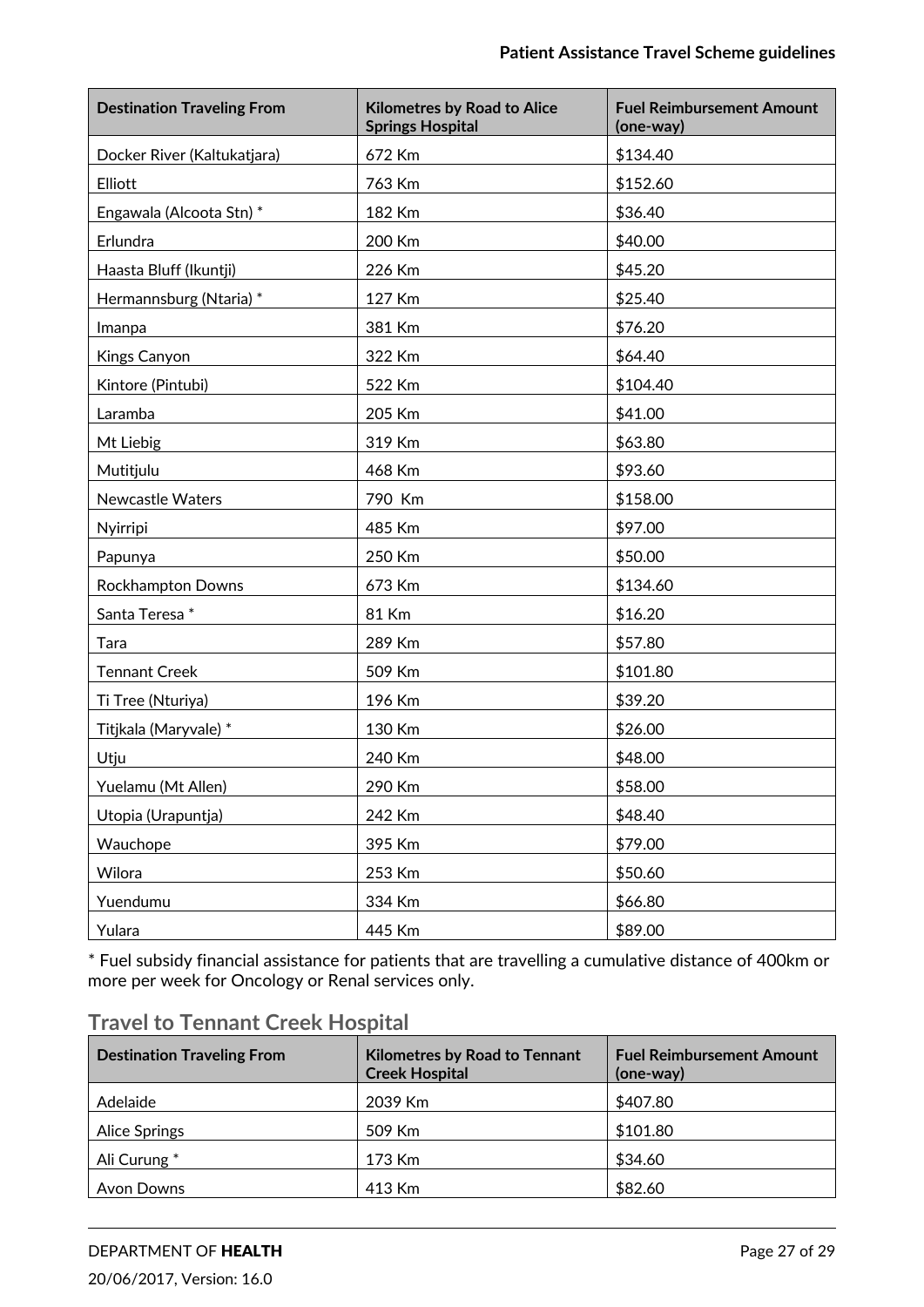| Destination Traveling From | Kilometres by Road to Alice Springs Hospital | Fuel Reimbursement Amount (one-way) |
|---|---|---|
| Docker River (Kaltukatjara) | 672 Km | $134.40 |
| Elliott | 763 Km | $152.60 |
| Engawala (Alcoota Stn) * | 182 Km | $36.40 |
| Erlundra | 200 Km | $40.00 |
| Haasta Bluff (Ikuntji) | 226 Km | $45.20 |
| Hermannsburg (Ntaria) * | 127 Km | $25.40 |
| Imanpa | 381 Km | $76.20 |
| Kings Canyon | 322 Km | $64.40 |
| Kintore (Pintubi) | 522 Km | $104.40 |
| Laramba | 205 Km | $41.00 |
| Mt Liebig | 319 Km | $63.80 |
| Mutitjulu | 468 Km | $93.60 |
| Newcastle Waters | 790 Km | $158.00 |
| Nyirripi | 485 Km | $97.00 |
| Papunya | 250 Km | $50.00 |
| Rockhampton Downs | 673 Km | $134.60 |
| Santa Teresa * | 81 Km | $16.20 |
| Tara | 289 Km | $57.80 |
| Tennant Creek | 509 Km | $101.80 |
| Ti Tree (Nturiya) | 196 Km | $39.20 |
| Titjkala (Maryvale) * | 130 Km | $26.00 |
| Utju | 240 Km | $48.00 |
| Yuelamu (Mt Allen) | 290 Km | $58.00 |
| Utopia (Urapuntja) | 242 Km | $48.40 |
| Wauchope | 395 Km | $79.00 |
| Wilora | 253 Km | $50.60 |
| Yuendumu | 334 Km | $66.80 |
| Yulara | 445 Km | $89.00 |

* Fuel subsidy financial assistance for patients that are travelling a cumulative distance of 400km or more per week for Oncology or Renal services only.

## Travel to Tennant Creek Hospital

| Destination Traveling From | Kilometres by Road to Tennant Creek Hospital | Fuel Reimbursement Amount (one-way) |
|---|---|---|
| Adelaide | 2039 Km | $407.80 |
| Alice Springs | 509 Km | $101.80 |
| Ali Curung * | 173 Km | $34.60 |
| Avon Downs | 413 Km | $82.60 |

DEPARTMENT OF **HEALTH**

20/06/2017, Version: 16.0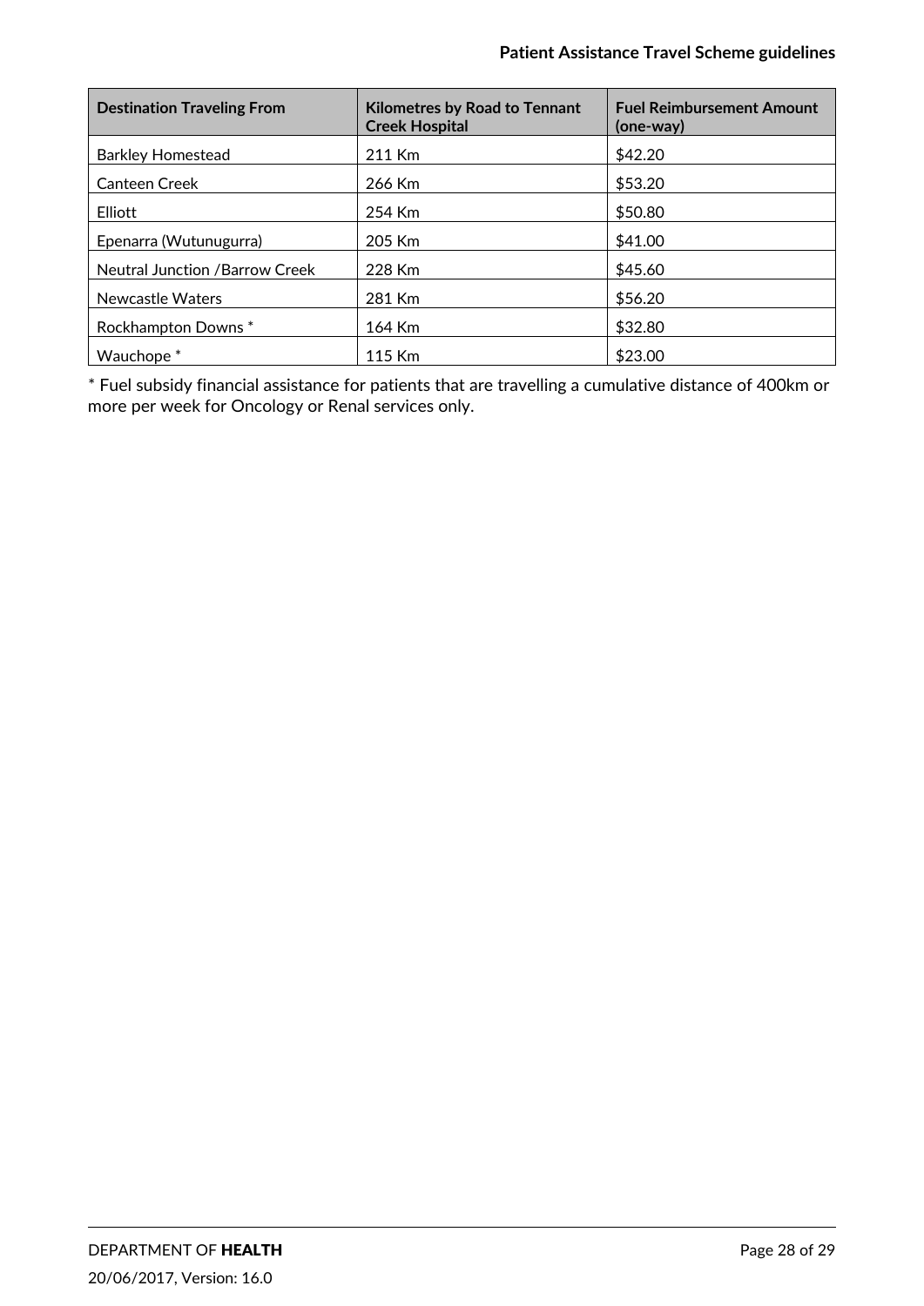| Destination Traveling From | Kilometres by Road to Tennant Creek Hospital | Fuel Reimbursement Amount (one-way) |
|---|---|---|
| Barkley Homestead | 211 Km | $42.20 |
| Canteen Creek | 266 Km | $53.20 |
| Elliott | 254 Km | $50.80 |
| Epenarra (Wutunugurra) | 205 Km | $41.00 |
| Neutral Junction /Barrow Creek | 228 Km | $45.60 |
| Newcastle Waters | 281 Km | $56.20 |
| Rockhampton Downs * | 164 Km | $32.80 |
| Wauchope * | 115 Km | $23.00 |

* Fuel subsidy financial assistance for patients that are travelling a cumulative distance of 400km or more per week for Oncology or Renal services only.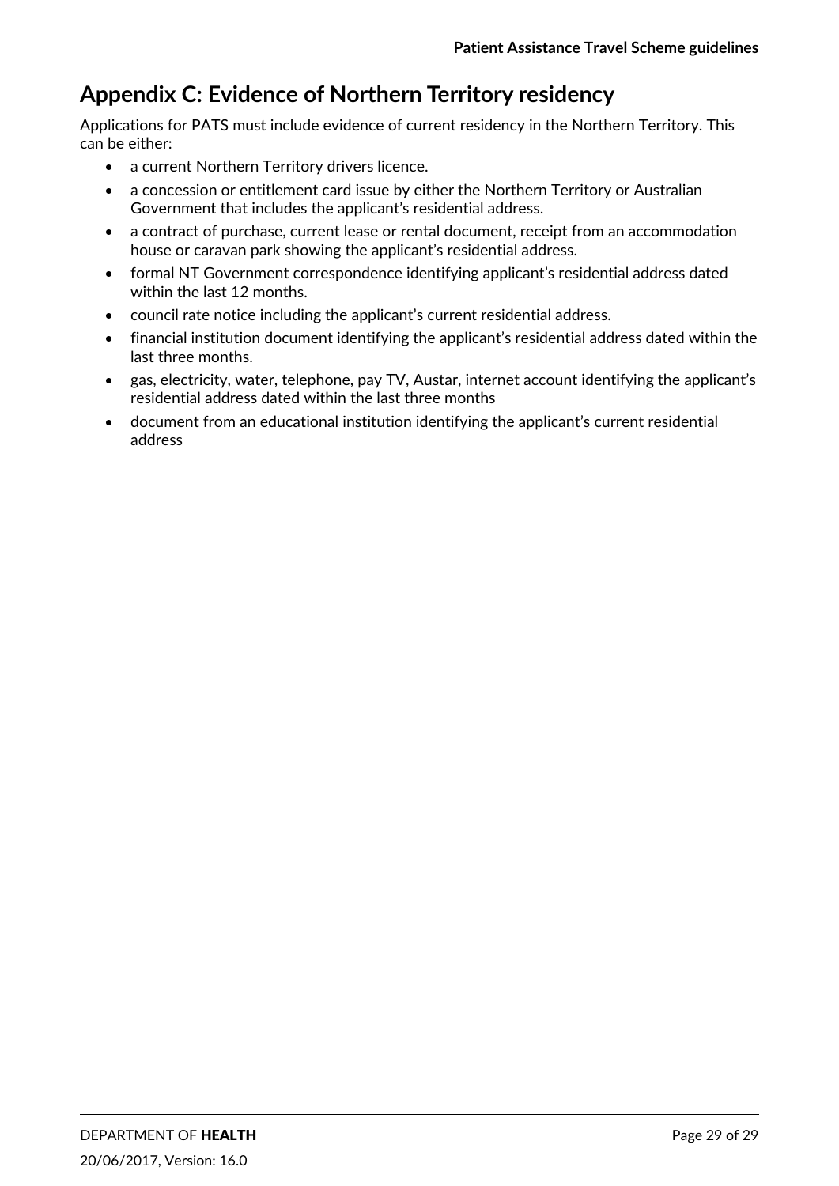## Appendix C: Evidence of Northern Territory residency

Applications for PATS must include evidence of current residency in the Northern Territory. This can be either:

- a current Northern Territory drivers licence.
- a concession or entitlement card issue by either the Northern Territory or Australian Government that includes the applicant's residential address.
- a contract of purchase, current lease or rental document, receipt from an accommodation house or caravan park showing the applicant's residential address.
- formal NT Government correspondence identifying applicant's residential address dated within the last 12 months.
- council rate notice including the applicant's current residential address.
- financial institution document identifying the applicant's residential address dated within the last three months.
- gas, electricity, water, telephone, pay TV, Austar, internet account identifying the applicant's residential address dated within the last three months
- document from an educational institution identifying the applicant's current residential address